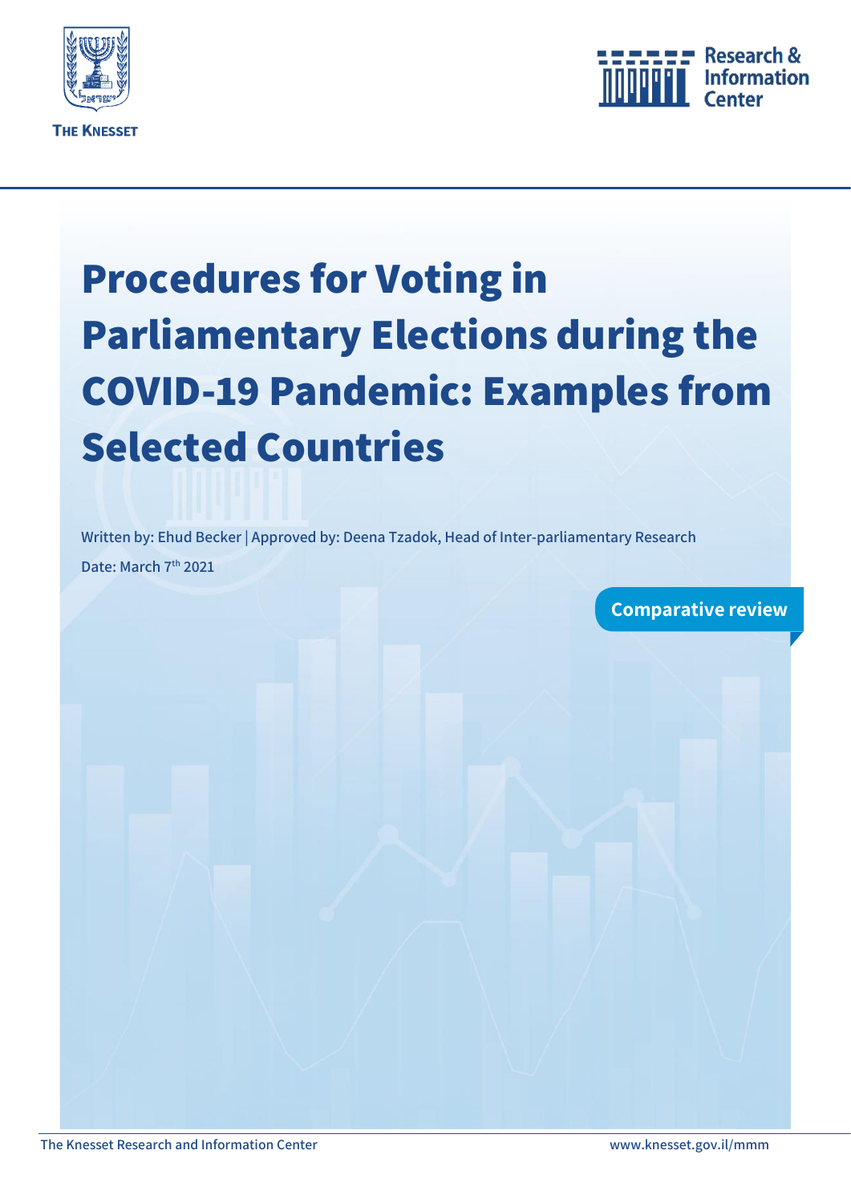THE KNESSET

Research & Information Center

# Procedures for Voting in Parliamentary Elections during the COVID-19 Pandemic: Examples from Selected Countries

Written by: Ehud Becker | Approved by: Deena Tzadok, Head of Inter-parliamentary Research

Date: March 7th 2021

Comparative review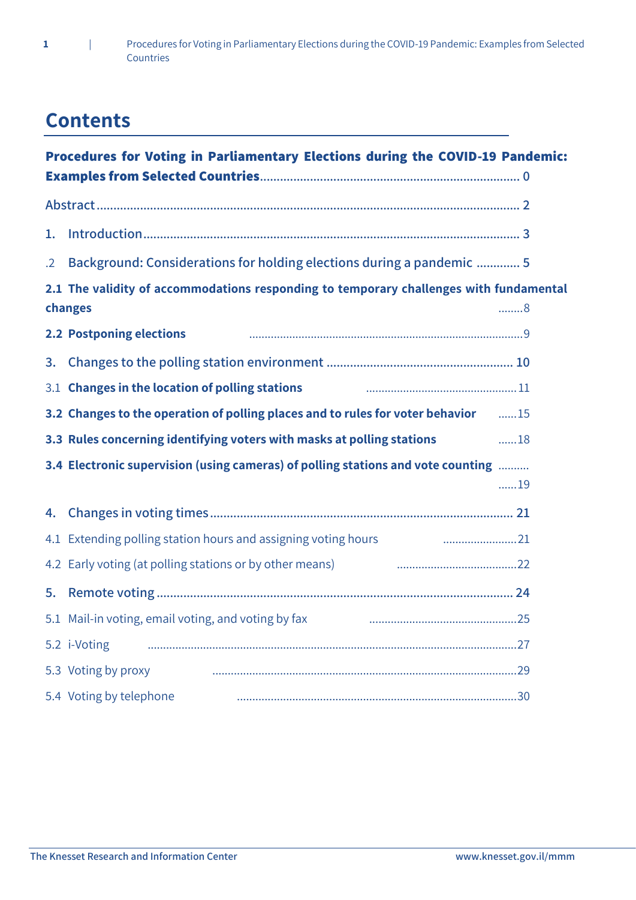# Contents

**Procedures for Voting in Parliamentary Elections during the COVID-19 Pandemic: Examples from Selected Countries** ... 0

Abstract ... 2

1. Introduction ... 3

.2 Background: Considerations for holding elections during a pandemic ... 5

**2.1 The validity of accommodations responding to temporary challenges with fundamental changes** ... 8

**2.2 Postponing elections** ... 9

3. Changes to the polling station environment ... 10

3.1 **Changes in the location of polling stations** ... 11

**3.2 Changes to the operation of polling places and to rules for voter behavior** ... 15

**3.3 Rules concerning identifying voters with masks at polling stations** ... 18

**3.4 Electronic supervision (using cameras) of polling stations and vote counting** ... 19

4. Changes in voting times ... 21

4.1 Extending polling station hours and assigning voting hours ... 21

4.2 Early voting (at polling stations or by other means) ... 22

5. Remote voting ... 24

5.1 Mail-in voting, email voting, and voting by fax ... 25

5.2 i-Voting ... 27

5.3 Voting by proxy ... 29

5.4 Voting by telephone ... 30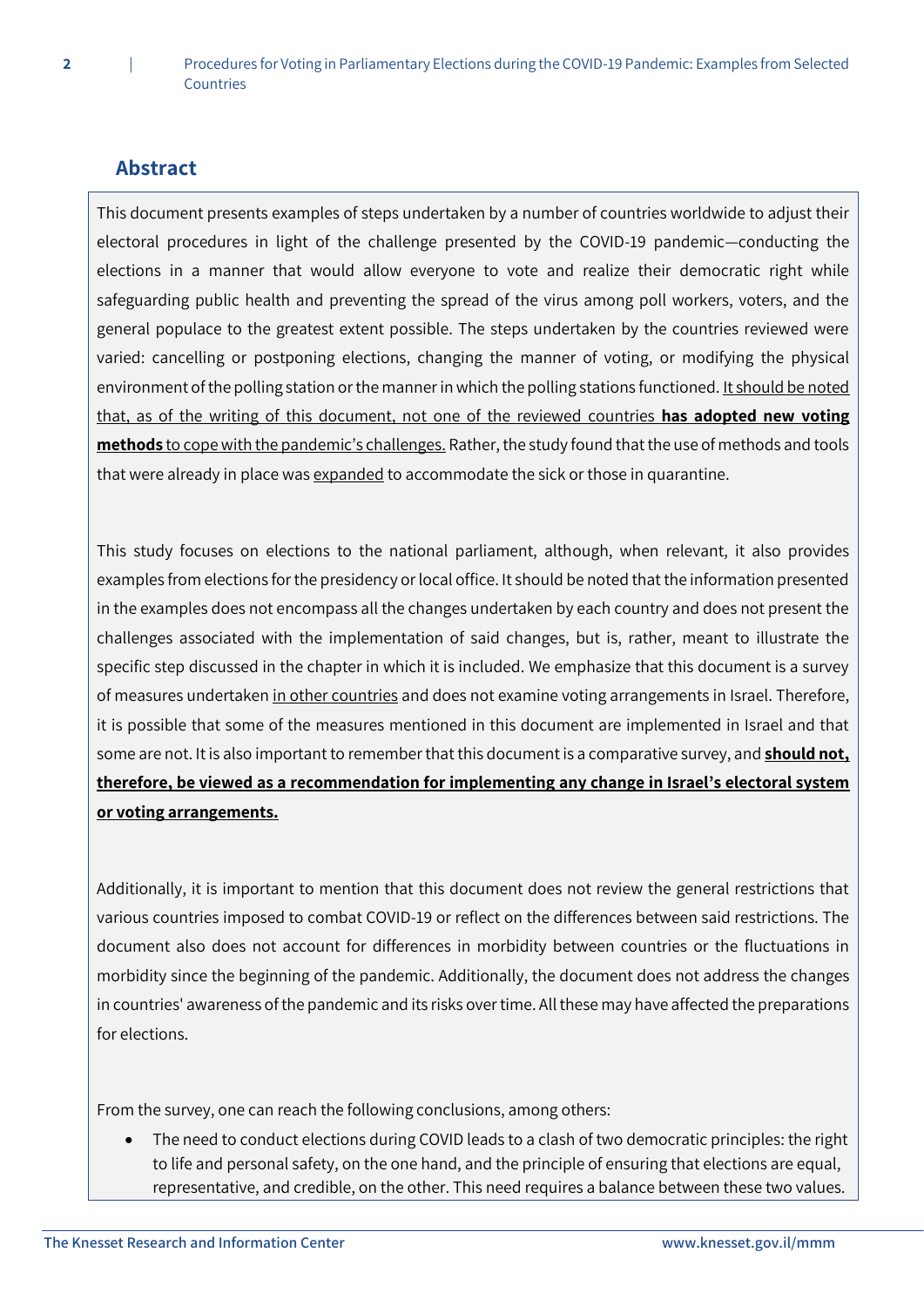## Abstract

This document presents examples of steps undertaken by a number of countries worldwide to adjust their electoral procedures in light of the challenge presented by the COVID-19 pandemic—conducting the elections in a manner that would allow everyone to vote and realize their democratic right while safeguarding public health and preventing the spread of the virus among poll workers, voters, and the general populace to the greatest extent possible. The steps undertaken by the countries reviewed were varied: cancelling or postponing elections, changing the manner of voting, or modifying the physical environment of the polling station or the manner in which the polling stations functioned. <u>It should be noted that, as of the writing of this document, not one of the reviewed countries **has adopted new voting methods** to cope with the pandemic's challenges.</u> Rather, the study found that the use of methods and tools that were already in place was <u>expanded</u> to accommodate the sick or those in quarantine.

This study focuses on elections to the national parliament, although, when relevant, it also provides examples from elections for the presidency or local office. It should be noted that the information presented in the examples does not encompass all the changes undertaken by each country and does not present the challenges associated with the implementation of said changes, but is, rather, meant to illustrate the specific step discussed in the chapter in which it is included. We emphasize that this document is a survey of measures undertaken <u>in other countries</u> and does not examine voting arrangements in Israel. Therefore, it is possible that some of the measures mentioned in this document are implemented in Israel and that some are not. It is also important to remember that this document is a comparative survey, and <u>**should not, therefore, be viewed as a recommendation for implementing any change in Israel's electoral system or voting arrangements.**</u>

Additionally, it is important to mention that this document does not review the general restrictions that various countries imposed to combat COVID-19 or reflect on the differences between said restrictions. The document also does not account for differences in morbidity between countries or the fluctuations in morbidity since the beginning of the pandemic. Additionally, the document does not address the changes in countries' awareness of the pandemic and its risks over time. All these may have affected the preparations for elections.

From the survey, one can reach the following conclusions, among others:

- The need to conduct elections during COVID leads to a clash of two democratic principles: the right to life and personal safety, on the one hand, and the principle of ensuring that elections are equal, representative, and credible, on the other. This need requires a balance between these two values.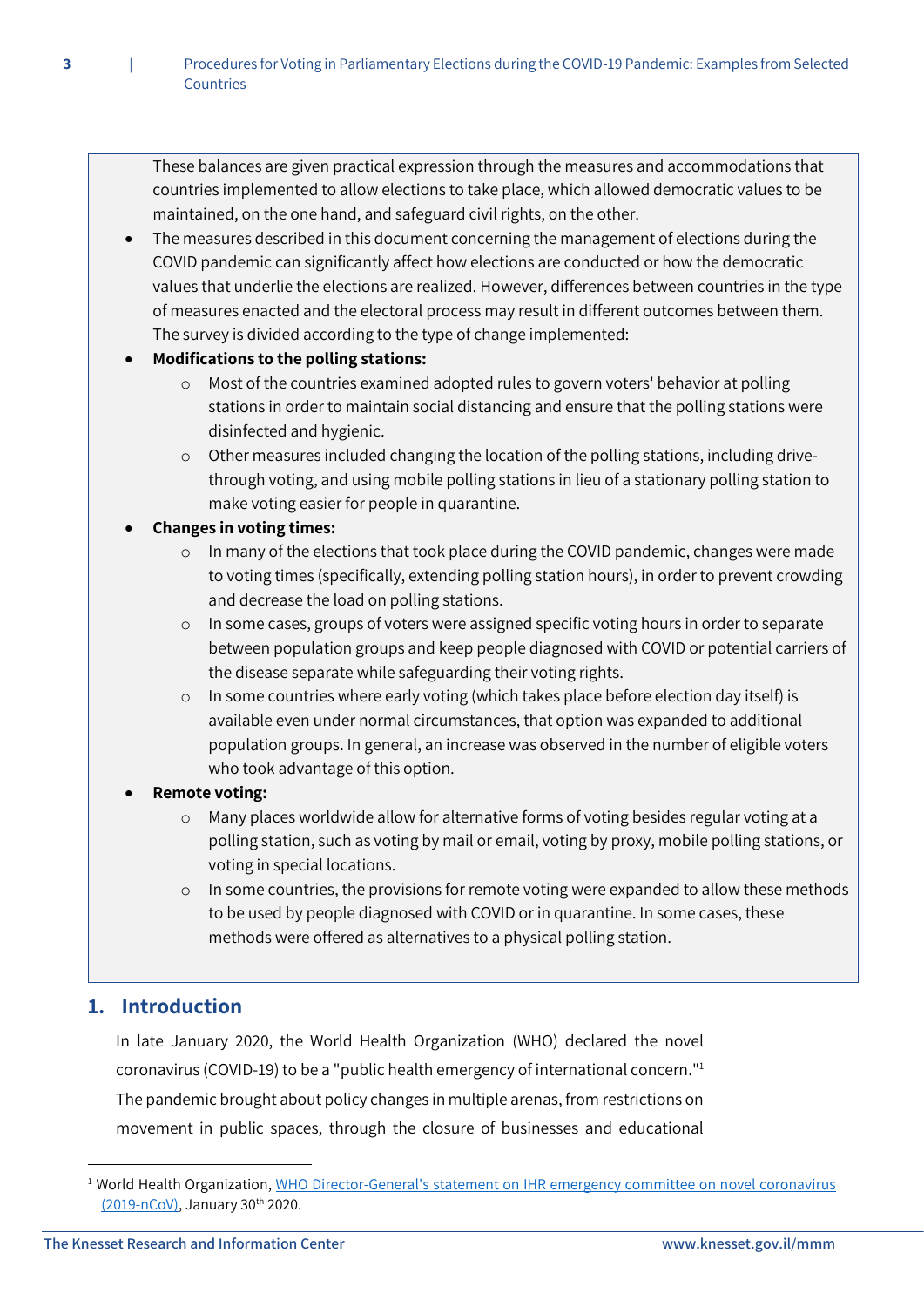These balances are given practical expression through the measures and accommodations that countries implemented to allow elections to take place, which allowed democratic values to be maintained, on the one hand, and safeguard civil rights, on the other.

- The measures described in this document concerning the management of elections during the COVID pandemic can significantly affect how elections are conducted or how the democratic values that underlie the elections are realized. However, differences between countries in the type of measures enacted and the electoral process may result in different outcomes between them. The survey is divided according to the type of change implemented:
- **Modifications to the polling stations:**
    - Most of the countries examined adopted rules to govern voters' behavior at polling stations in order to maintain social distancing and ensure that the polling stations were disinfected and hygienic.
    - Other measures included changing the location of the polling stations, including drive-through voting, and using mobile polling stations in lieu of a stationary polling station to make voting easier for people in quarantine.
- **Changes in voting times:**
    - In many of the elections that took place during the COVID pandemic, changes were made to voting times (specifically, extending polling station hours), in order to prevent crowding and decrease the load on polling stations.
    - In some cases, groups of voters were assigned specific voting hours in order to separate between population groups and keep people diagnosed with COVID or potential carriers of the disease separate while safeguarding their voting rights.
    - In some countries where early voting (which takes place before election day itself) is available even under normal circumstances, that option was expanded to additional population groups. In general, an increase was observed in the number of eligible voters who took advantage of this option.
- **Remote voting:**
    - Many places worldwide allow for alternative forms of voting besides regular voting at a polling station, such as voting by mail or email, voting by proxy, mobile polling stations, or voting in special locations.
    - In some countries, the provisions for remote voting were expanded to allow these methods to be used by people diagnosed with COVID or in quarantine. In some cases, these methods were offered as alternatives to a physical polling station.

## 1. Introduction

In late January 2020, the World Health Organization (WHO) declared the novel coronavirus (COVID-19) to be a "public health emergency of international concern."[1] The pandemic brought about policy changes in multiple arenas, from restrictions on movement in public spaces, through the closure of businesses and educational

[1] World Health Organization, WHO Director-General's statement on IHR emergency committee on novel coronavirus (2019-nCoV), January 30th 2020.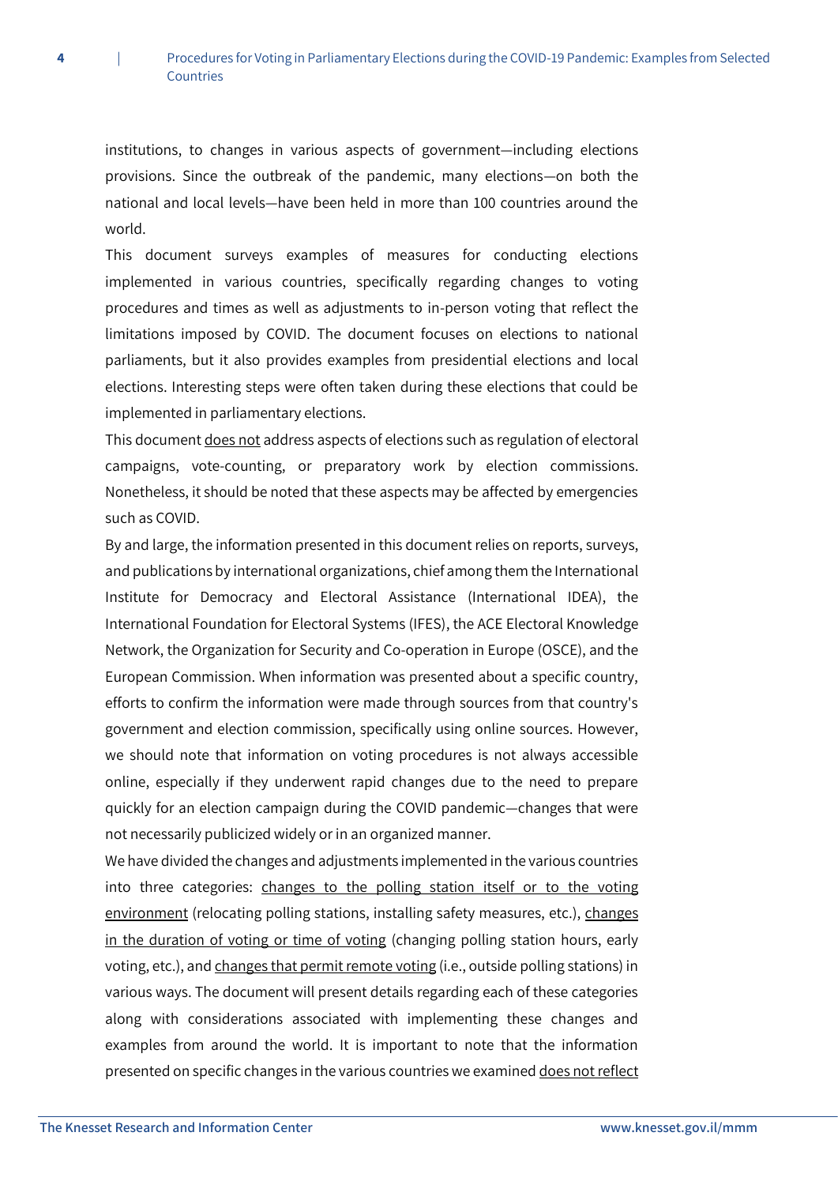institutions, to changes in various aspects of government—including elections provisions. Since the outbreak of the pandemic, many elections—on both the national and local levels—have been held in more than 100 countries around the world.

This document surveys examples of measures for conducting elections implemented in various countries, specifically regarding changes to voting procedures and times as well as adjustments to in-person voting that reflect the limitations imposed by COVID. The document focuses on elections to national parliaments, but it also provides examples from presidential elections and local elections. Interesting steps were often taken during these elections that could be implemented in parliamentary elections.

This document does not address aspects of elections such as regulation of electoral campaigns, vote-counting, or preparatory work by election commissions. Nonetheless, it should be noted that these aspects may be affected by emergencies such as COVID.

By and large, the information presented in this document relies on reports, surveys, and publications by international organizations, chief among them the International Institute for Democracy and Electoral Assistance (International IDEA), the International Foundation for Electoral Systems (IFES), the ACE Electoral Knowledge Network, the Organization for Security and Co-operation in Europe (OSCE), and the European Commission. When information was presented about a specific country, efforts to confirm the information were made through sources from that country's government and election commission, specifically using online sources. However, we should note that information on voting procedures is not always accessible online, especially if they underwent rapid changes due to the need to prepare quickly for an election campaign during the COVID pandemic—changes that were not necessarily publicized widely or in an organized manner.

We have divided the changes and adjustments implemented in the various countries into three categories: changes to the polling station itself or to the voting environment (relocating polling stations, installing safety measures, etc.), changes in the duration of voting or time of voting (changing polling station hours, early voting, etc.), and changes that permit remote voting (i.e., outside polling stations) in various ways. The document will present details regarding each of these categories along with considerations associated with implementing these changes and examples from around the world. It is important to note that the information presented on specific changes in the various countries we examined does not reflect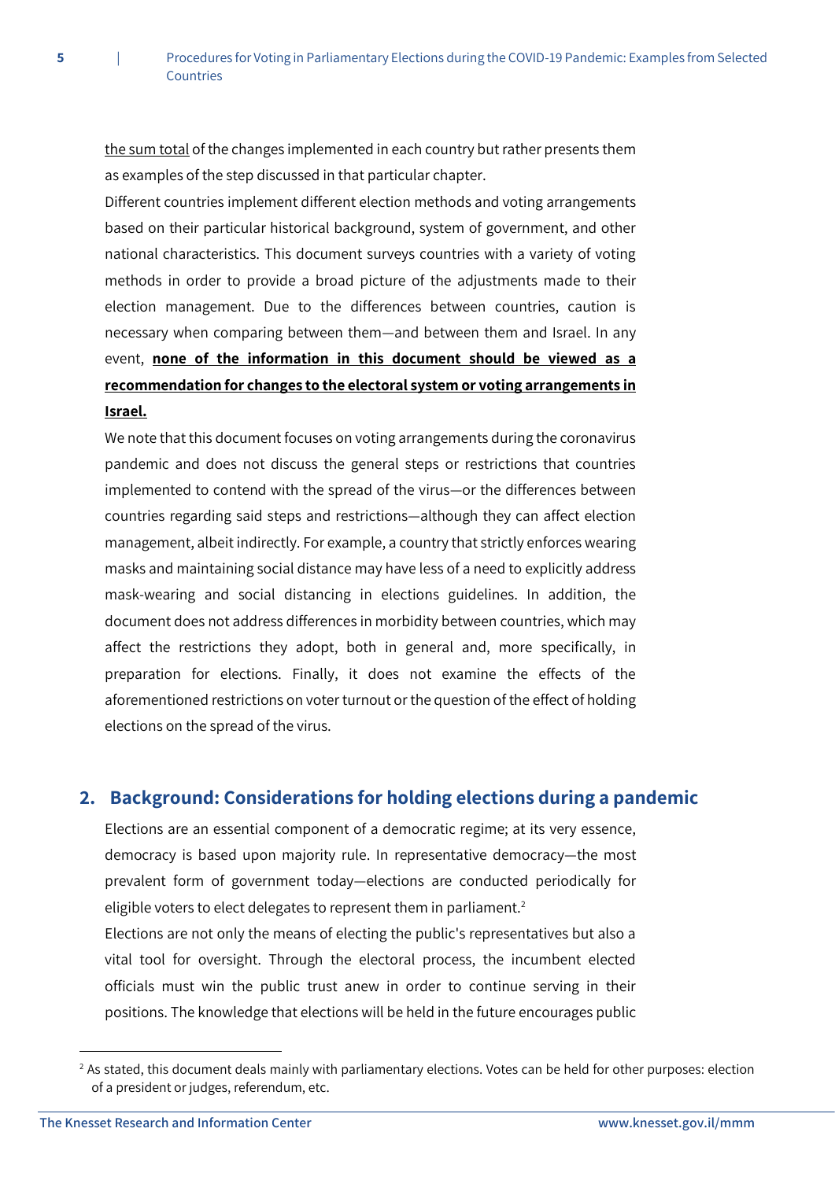the sum total of the changes implemented in each country but rather presents them as examples of the step discussed in that particular chapter.

Different countries implement different election methods and voting arrangements based on their particular historical background, system of government, and other national characteristics. This document surveys countries with a variety of voting methods in order to provide a broad picture of the adjustments made to their election management. Due to the differences between countries, caution is necessary when comparing between them—and between them and Israel. In any event, **none of the information in this document should be viewed as a recommendation for changes to the electoral system or voting arrangements in Israel.**

We note that this document focuses on voting arrangements during the coronavirus pandemic and does not discuss the general steps or restrictions that countries implemented to contend with the spread of the virus—or the differences between countries regarding said steps and restrictions—although they can affect election management, albeit indirectly. For example, a country that strictly enforces wearing masks and maintaining social distance may have less of a need to explicitly address mask-wearing and social distancing in elections guidelines. In addition, the document does not address differences in morbidity between countries, which may affect the restrictions they adopt, both in general and, more specifically, in preparation for elections. Finally, it does not examine the effects of the aforementioned restrictions on voter turnout or the question of the effect of holding elections on the spread of the virus.

## 2. Background: Considerations for holding elections during a pandemic

Elections are an essential component of a democratic regime; at its very essence, democracy is based upon majority rule. In representative democracy—the most prevalent form of government today—elections are conducted periodically for eligible voters to elect delegates to represent them in parliament.[2]

Elections are not only the means of electing the public's representatives but also a vital tool for oversight. Through the electoral process, the incumbent elected officials must win the public trust anew in order to continue serving in their positions. The knowledge that elections will be held in the future encourages public

[2] As stated, this document deals mainly with parliamentary elections. Votes can be held for other purposes: election of a president or judges, referendum, etc.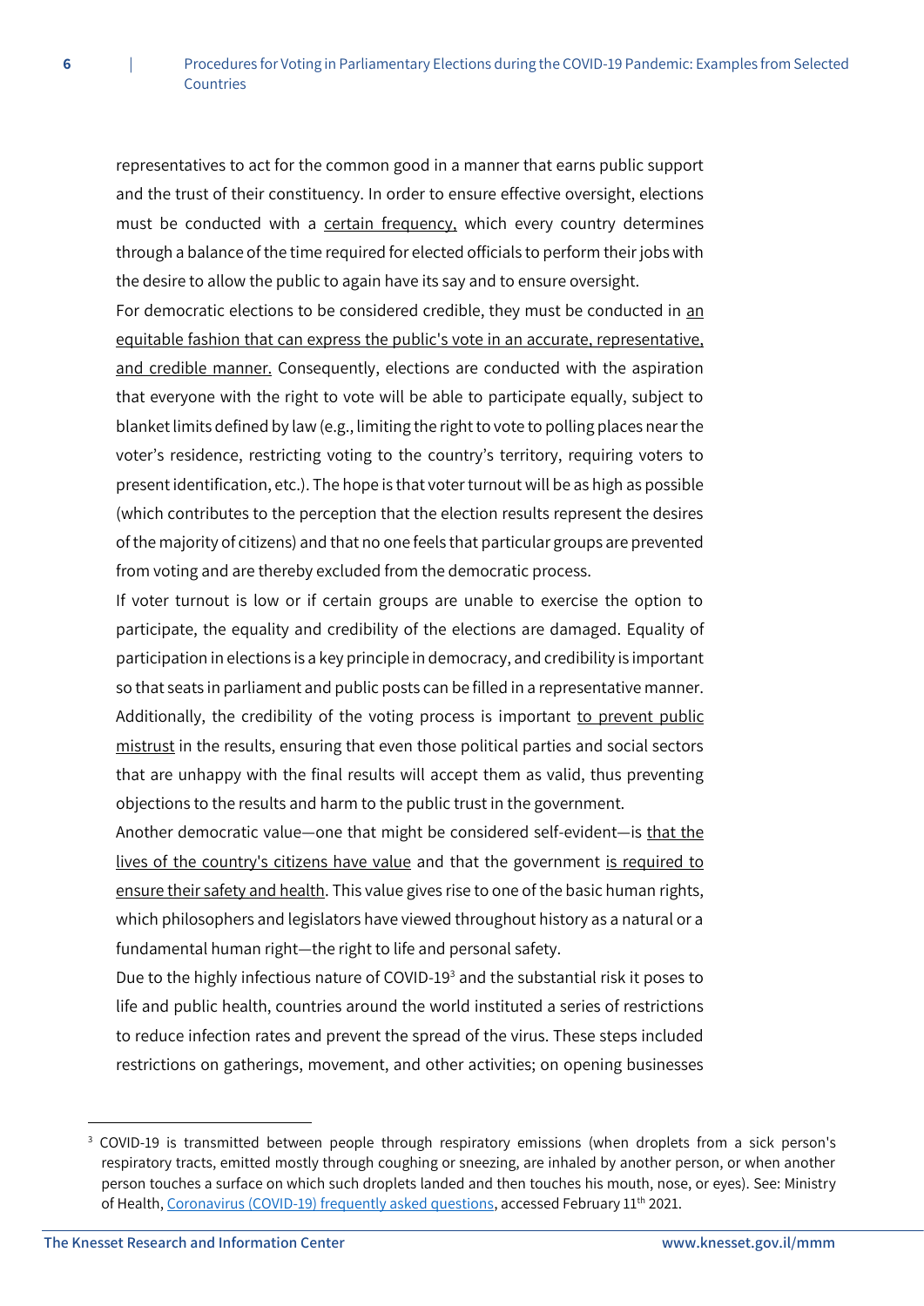representatives to act for the common good in a manner that earns public support and the trust of their constituency. In order to ensure effective oversight, elections must be conducted with a certain frequency, which every country determines through a balance of the time required for elected officials to perform their jobs with the desire to allow the public to again have its say and to ensure oversight.

For democratic elections to be considered credible, they must be conducted in an equitable fashion that can express the public's vote in an accurate, representative, and credible manner. Consequently, elections are conducted with the aspiration that everyone with the right to vote will be able to participate equally, subject to blanket limits defined by law (e.g., limiting the right to vote to polling places near the voter's residence, restricting voting to the country's territory, requiring voters to present identification, etc.). The hope is that voter turnout will be as high as possible (which contributes to the perception that the election results represent the desires of the majority of citizens) and that no one feels that particular groups are prevented from voting and are thereby excluded from the democratic process.

If voter turnout is low or if certain groups are unable to exercise the option to participate, the equality and credibility of the elections are damaged. Equality of participation in elections is a key principle in democracy, and credibility is important so that seats in parliament and public posts can be filled in a representative manner. Additionally, the credibility of the voting process is important to prevent public mistrust in the results, ensuring that even those political parties and social sectors that are unhappy with the final results will accept them as valid, thus preventing objections to the results and harm to the public trust in the government.

Another democratic value—one that might be considered self-evident—is that the lives of the country's citizens have value and that the government is required to ensure their safety and health. This value gives rise to one of the basic human rights, which philosophers and legislators have viewed throughout history as a natural or a fundamental human right—the right to life and personal safety.

Due to the highly infectious nature of COVID-19[3] and the substantial risk it poses to life and public health, countries around the world instituted a series of restrictions to reduce infection rates and prevent the spread of the virus. These steps included restrictions on gatherings, movement, and other activities; on opening businesses

---

[3] COVID-19 is transmitted between people through respiratory emissions (when droplets from a sick person's respiratory tracts, emitted mostly through coughing or sneezing, are inhaled by another person, or when another person touches a surface on which such droplets landed and then touches his mouth, nose, or eyes). See: Ministry of Health, Coronavirus (COVID-19) frequently asked questions, accessed February 11th 2021.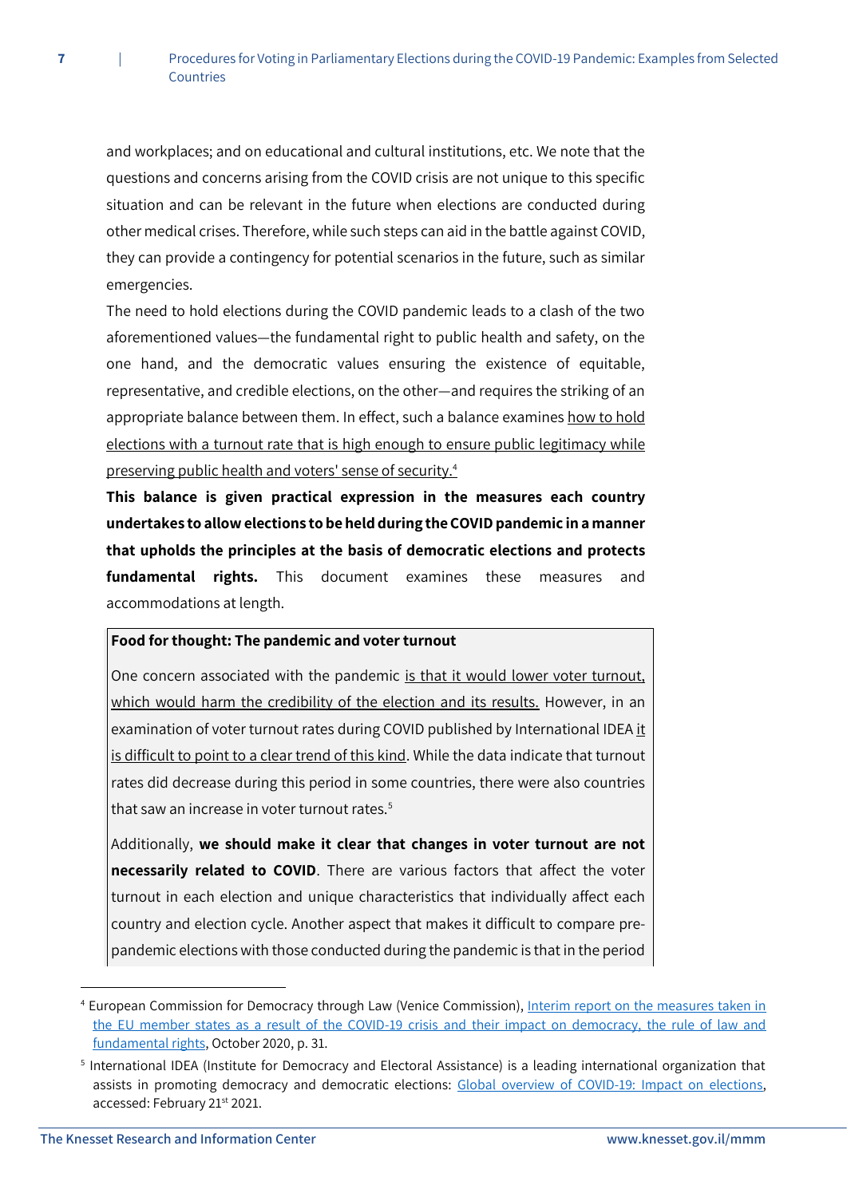and workplaces; and on educational and cultural institutions, etc. We note that the questions and concerns arising from the COVID crisis are not unique to this specific situation and can be relevant in the future when elections are conducted during other medical crises. Therefore, while such steps can aid in the battle against COVID, they can provide a contingency for potential scenarios in the future, such as similar emergencies.

The need to hold elections during the COVID pandemic leads to a clash of the two aforementioned values—the fundamental right to public health and safety, on the one hand, and the democratic values ensuring the existence of equitable, representative, and credible elections, on the other—and requires the striking of an appropriate balance between them. In effect, such a balance examines how to hold elections with a turnout rate that is high enough to ensure public legitimacy while preserving public health and voters' sense of security.[4]

**This balance is given practical expression in the measures each country undertakes to allow elections to be held during the COVID pandemic in a manner that upholds the principles at the basis of democratic elections and protects fundamental rights.** This document examines these measures and accommodations at length.

**Food for thought: The pandemic and voter turnout**

One concern associated with the pandemic is that it would lower voter turnout, which would harm the credibility of the election and its results. However, in an examination of voter turnout rates during COVID published by International IDEA it is difficult to point to a clear trend of this kind. While the data indicate that turnout rates did decrease during this period in some countries, there were also countries that saw an increase in voter turnout rates.[5]

Additionally, **we should make it clear that changes in voter turnout are not necessarily related to COVID**. There are various factors that affect the voter turnout in each election and unique characteristics that individually affect each country and election cycle. Another aspect that makes it difficult to compare pre-pandemic elections with those conducted during the pandemic is that in the period

---

[4] European Commission for Democracy through Law (Venice Commission), Interim report on the measures taken in the EU member states as a result of the COVID-19 crisis and their impact on democracy, the rule of law and fundamental rights, October 2020, p. 31.

[5] International IDEA (Institute for Democracy and Electoral Assistance) is a leading international organization that assists in promoting democracy and democratic elections: Global overview of COVID-19: Impact on elections, accessed: February 21st 2021.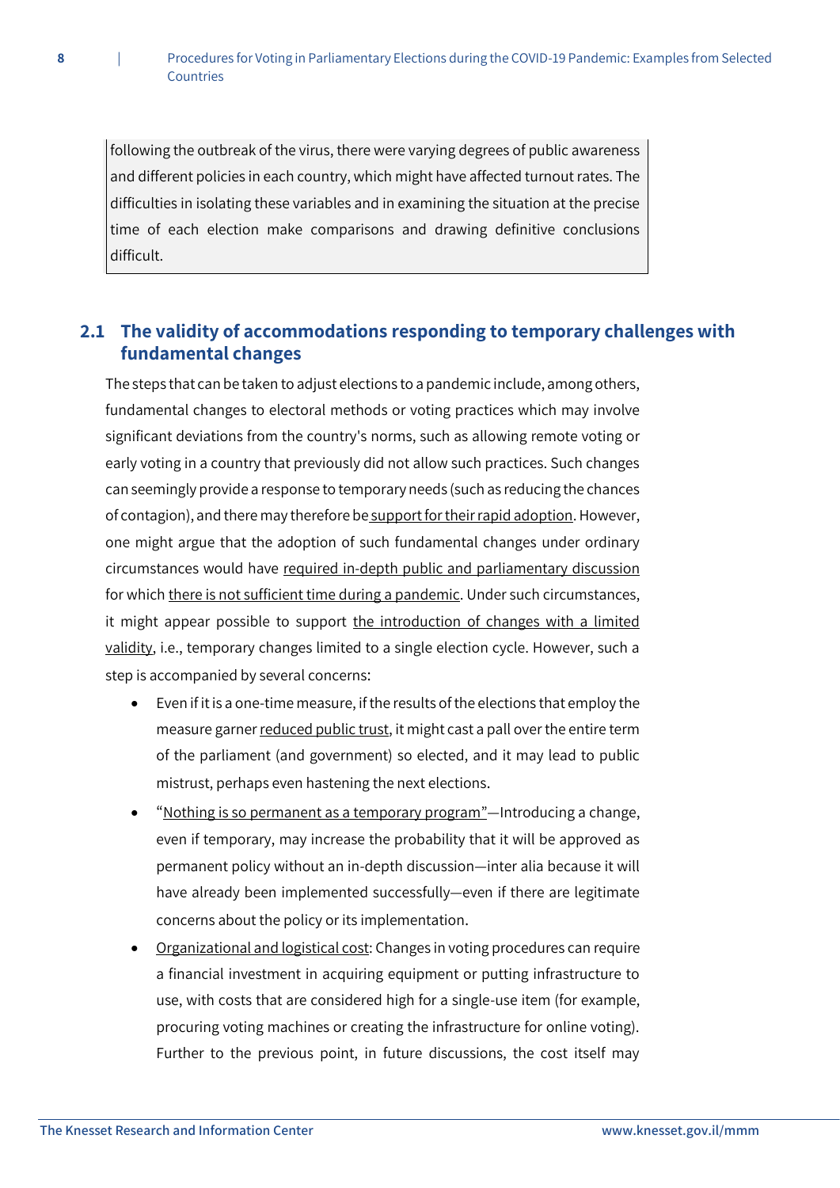following the outbreak of the virus, there were varying degrees of public awareness and different policies in each country, which might have affected turnout rates. The difficulties in isolating these variables and in examining the situation at the precise time of each election make comparisons and drawing definitive conclusions difficult.

## 2.1 The validity of accommodations responding to temporary challenges with fundamental changes

The steps that can be taken to adjust elections to a pandemic include, among others, fundamental changes to electoral methods or voting practices which may involve significant deviations from the country's norms, such as allowing remote voting or early voting in a country that previously did not allow such practices. Such changes can seemingly provide a response to temporary needs (such as reducing the chances of contagion), and there may therefore be support for their rapid adoption. However, one might argue that the adoption of such fundamental changes under ordinary circumstances would have required in-depth public and parliamentary discussion for which there is not sufficient time during a pandemic. Under such circumstances, it might appear possible to support the introduction of changes with a limited validity, i.e., temporary changes limited to a single election cycle. However, such a step is accompanied by several concerns:

- Even if it is a one-time measure, if the results of the elections that employ the measure garner reduced public trust, it might cast a pall over the entire term of the parliament (and government) so elected, and it may lead to public mistrust, perhaps even hastening the next elections.
- "Nothing is so permanent as a temporary program"—Introducing a change, even if temporary, may increase the probability that it will be approved as permanent policy without an in-depth discussion—inter alia because it will have already been implemented successfully—even if there are legitimate concerns about the policy or its implementation.
- Organizational and logistical cost: Changes in voting procedures can require a financial investment in acquiring equipment or putting infrastructure to use, with costs that are considered high for a single-use item (for example, procuring voting machines or creating the infrastructure for online voting). Further to the previous point, in future discussions, the cost itself may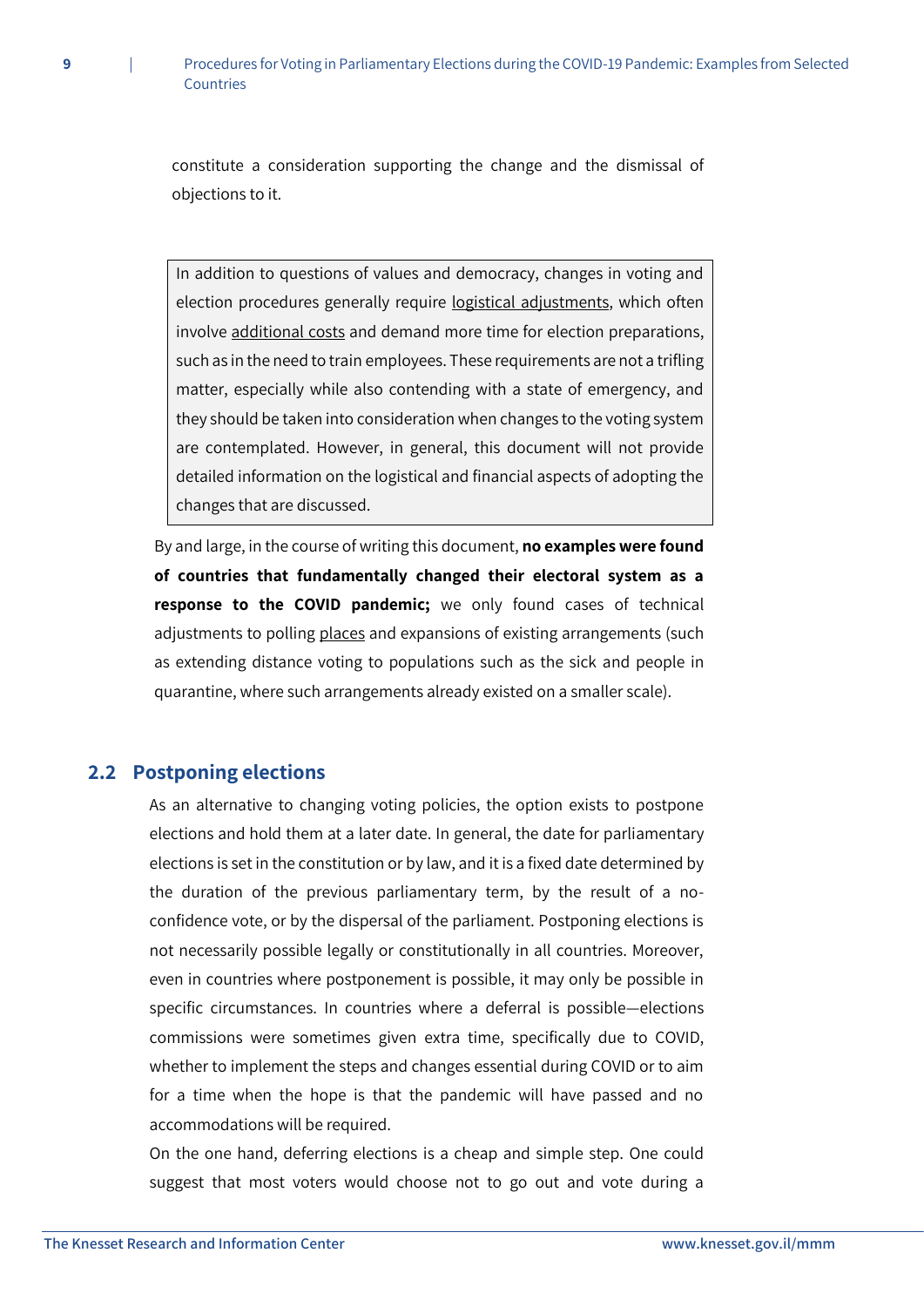constitute a consideration supporting the change and the dismissal of objections to it.

> In addition to questions of values and democracy, changes in voting and election procedures generally require <u>logistical adjustments</u>, which often involve <u>additional costs</u> and demand more time for election preparations, such as in the need to train employees. These requirements are not a trifling matter, especially while also contending with a state of emergency, and they should be taken into consideration when changes to the voting system are contemplated. However, in general, this document will not provide detailed information on the logistical and financial aspects of adopting the changes that are discussed.

By and large, in the course of writing this document, **no examples were found of countries that fundamentally changed their electoral system as a response to the COVID pandemic;** we only found cases of technical adjustments to polling <u>places</u> and expansions of existing arrangements (such as extending distance voting to populations such as the sick and people in quarantine, where such arrangements already existed on a smaller scale).

## 2.2 Postponing elections

As an alternative to changing voting policies, the option exists to postpone elections and hold them at a later date. In general, the date for parliamentary elections is set in the constitution or by law, and it is a fixed date determined by the duration of the previous parliamentary term, by the result of a no-confidence vote, or by the dispersal of the parliament. Postponing elections is not necessarily possible legally or constitutionally in all countries. Moreover, even in countries where postponement is possible, it may only be possible in specific circumstances. In countries where a deferral is possible—elections commissions were sometimes given extra time, specifically due to COVID, whether to implement the steps and changes essential during COVID or to aim for a time when the hope is that the pandemic will have passed and no accommodations will be required.

On the one hand, deferring elections is a cheap and simple step. One could suggest that most voters would choose not to go out and vote during a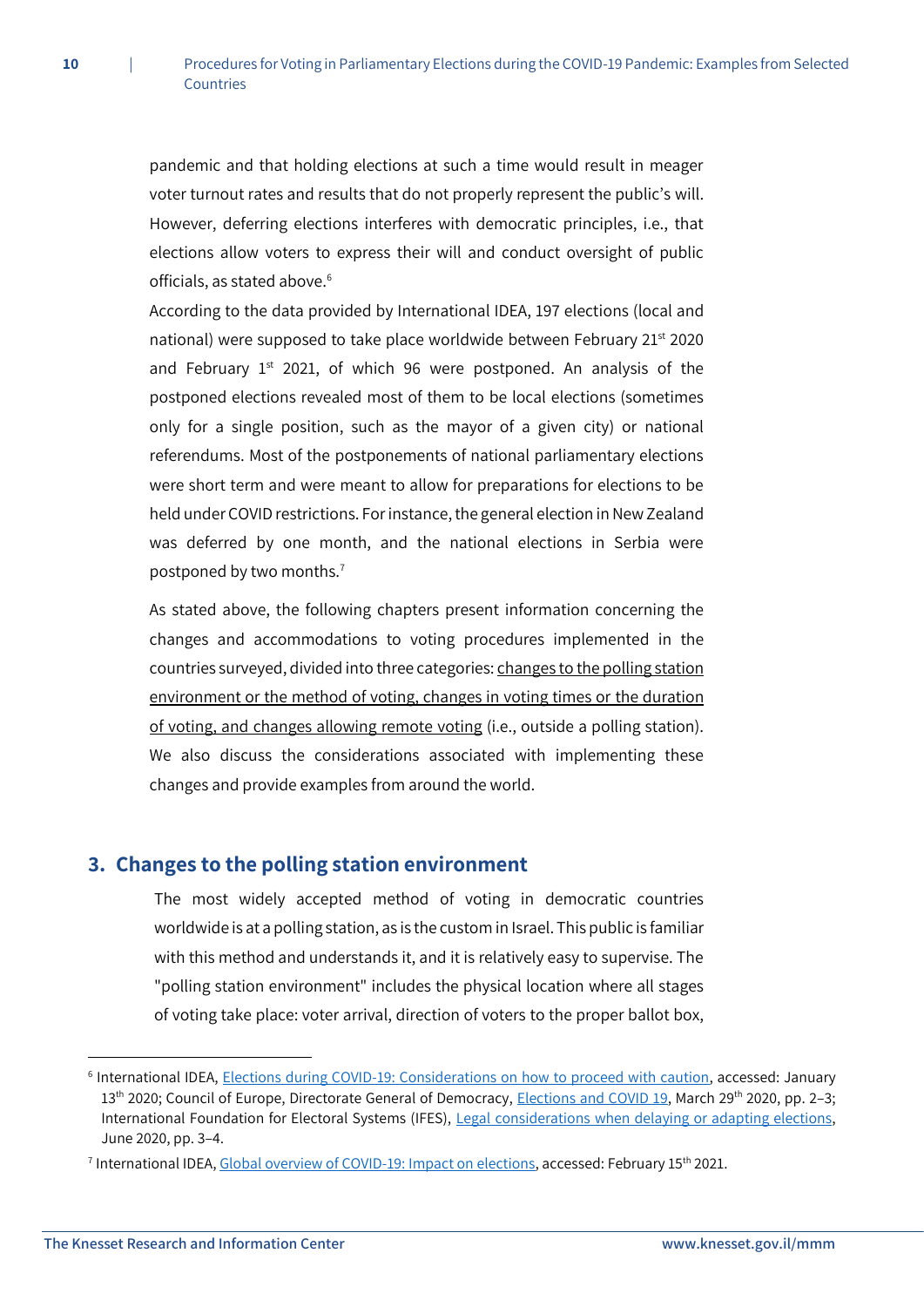pandemic and that holding elections at such a time would result in meager voter turnout rates and results that do not properly represent the public's will. However, deferring elections interferes with democratic principles, i.e., that elections allow voters to express their will and conduct oversight of public officials, as stated above.[6]

According to the data provided by International IDEA, 197 elections (local and national) were supposed to take place worldwide between February 21st 2020 and February 1st 2021, of which 96 were postponed. An analysis of the postponed elections revealed most of them to be local elections (sometimes only for a single position, such as the mayor of a given city) or national referendums. Most of the postponements of national parliamentary elections were short term and were meant to allow for preparations for elections to be held under COVID restrictions. For instance, the general election in New Zealand was deferred by one month, and the national elections in Serbia were postponed by two months.[7]

As stated above, the following chapters present information concerning the changes and accommodations to voting procedures implemented in the countries surveyed, divided into three categories: changes to the polling station environment or the method of voting, changes in voting times or the duration of voting, and changes allowing remote voting (i.e., outside a polling station). We also discuss the considerations associated with implementing these changes and provide examples from around the world.

## 3. Changes to the polling station environment

The most widely accepted method of voting in democratic countries worldwide is at a polling station, as is the custom in Israel. This public is familiar with this method and understands it, and it is relatively easy to supervise. The "polling station environment" includes the physical location where all stages of voting take place: voter arrival, direction of voters to the proper ballot box,

---

[6] International IDEA, Elections during COVID-19: Considerations on how to proceed with caution, accessed: January 13th 2020; Council of Europe, Directorate General of Democracy, Elections and COVID 19, March 29th 2020, pp. 2–3; International Foundation for Electoral Systems (IFES), Legal considerations when delaying or adapting elections, June 2020, pp. 3–4.

[7] International IDEA, Global overview of COVID-19: Impact on elections, accessed: February 15th 2021.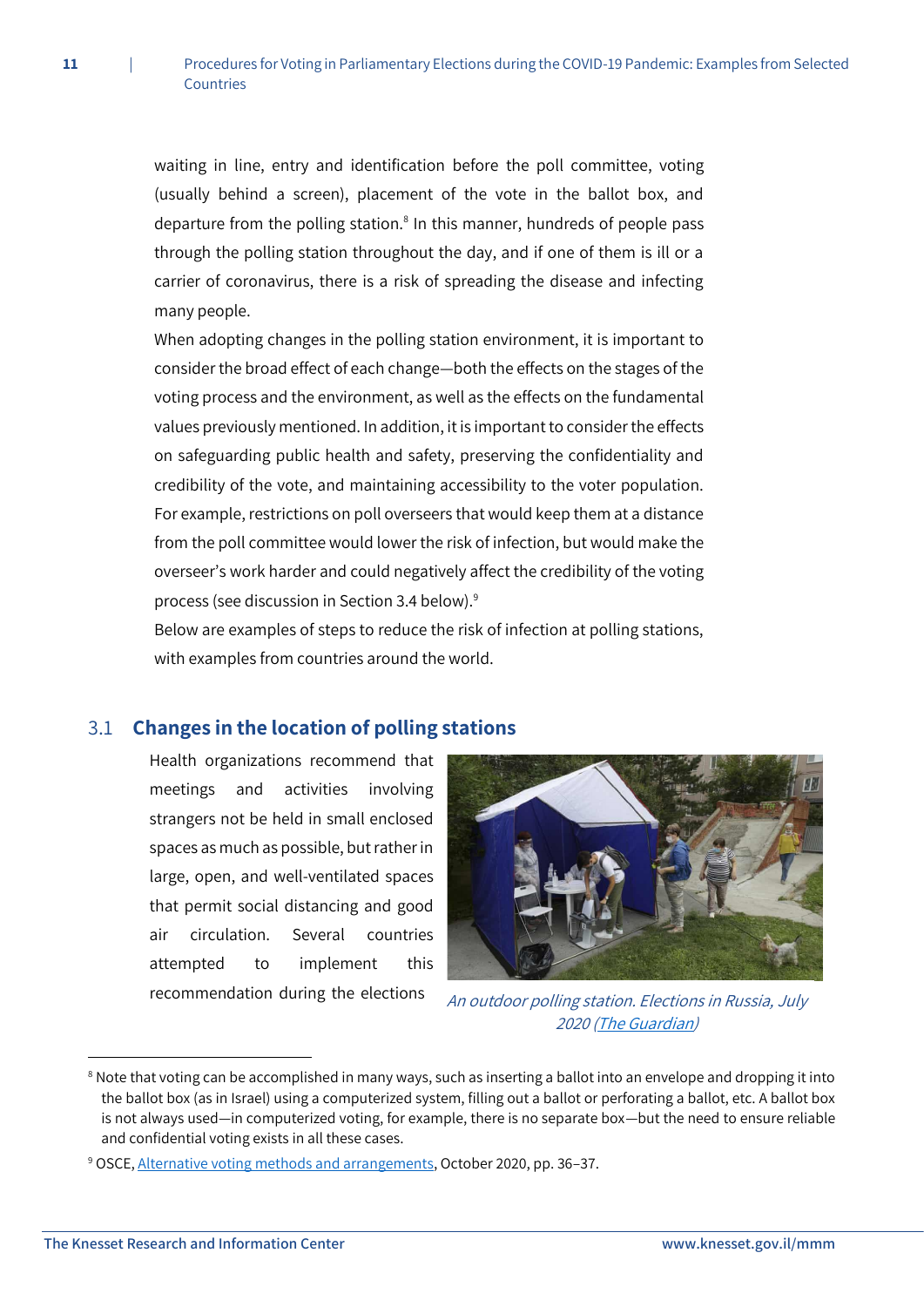waiting in line, entry and identification before the poll committee, voting (usually behind a screen), placement of the vote in the ballot box, and departure from the polling station.[8] In this manner, hundreds of people pass through the polling station throughout the day, and if one of them is ill or a carrier of coronavirus, there is a risk of spreading the disease and infecting many people.

When adopting changes in the polling station environment, it is important to consider the broad effect of each change—both the effects on the stages of the voting process and the environment, as well as the effects on the fundamental values previously mentioned. In addition, it is important to consider the effects on safeguarding public health and safety, preserving the confidentiality and credibility of the vote, and maintaining accessibility to the voter population. For example, restrictions on poll overseers that would keep them at a distance from the poll committee would lower the risk of infection, but would make the overseer's work harder and could negatively affect the credibility of the voting process (see discussion in Section 3.4 below).[9]

Below are examples of steps to reduce the risk of infection at polling stations, with examples from countries around the world.

## 3.1 Changes in the location of polling stations

Health organizations recommend that meetings and activities involving strangers not be held in small enclosed spaces as much as possible, but rather in large, open, and well-ventilated spaces that permit social distancing and good air circulation. Several countries attempted to implement this recommendation during the elections

*An outdoor polling station. Elections in Russia, July 2020 (The Guardian)*

---

[8] Note that voting can be accomplished in many ways, such as inserting a ballot into an envelope and dropping it into the ballot box (as in Israel) using a computerized system, filling out a ballot or perforating a ballot, etc. A ballot box is not always used—in computerized voting, for example, there is no separate box—but the need to ensure reliable and confidential voting exists in all these cases.

[9] OSCE, Alternative voting methods and arrangements, October 2020, pp. 36–37.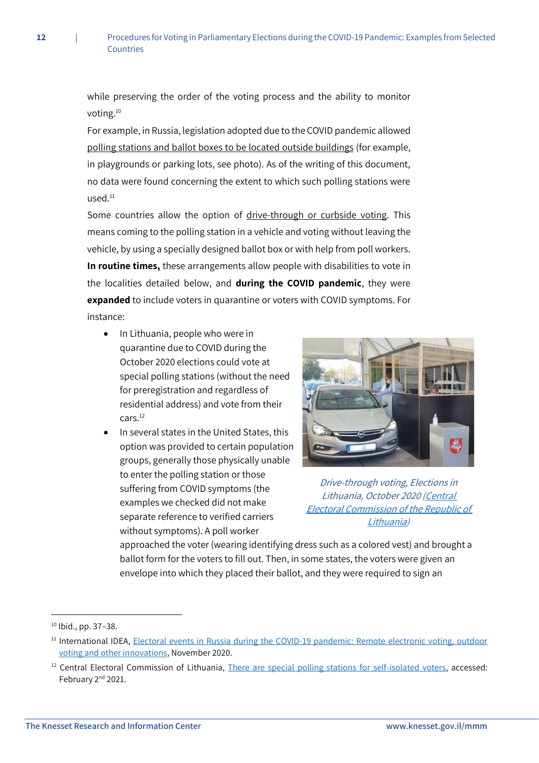while preserving the order of the voting process and the ability to monitor voting.[10]

For example, in Russia, legislation adopted due to the COVID pandemic allowed polling stations and ballot boxes to be located outside buildings (for example, in playgrounds or parking lots, see photo). As of the writing of this document, no data were found concerning the extent to which such polling stations were used.[11]

Some countries allow the option of drive-through or curbside voting. This means coming to the polling station in a vehicle and voting without leaving the vehicle, by using a specially designed ballot box or with help from poll workers. **In routine times,** these arrangements allow people with disabilities to vote in the localities detailed below, and **during the COVID pandemic**, they were **expanded** to include voters in quarantine or voters with COVID symptoms. For instance:

- In Lithuania, people who were in quarantine due to COVID during the October 2020 elections could vote at special polling stations (without the need for preregistration and regardless of residential address) and vote from their cars.[12]
- In several states in the United States, this option was provided to certain population groups, generally those physically unable to enter the polling station or those suffering from COVID symptoms (the examples we checked did not make separate reference to verified carriers without symptoms). A poll worker approached the voter (wearing identifying dress such as a colored vest) and brought a ballot form for the voters to fill out. Then, in some states, the voters were given an envelope into which they placed their ballot, and they were required to sign an

*Drive-through voting, Elections in Lithuania, October 2020 (Central Electoral Commission of the Republic of Lithuania)*

---

[10] Ibid., pp. 37–38.

[11] International IDEA, Electoral events in Russia during the COVID-19 pandemic: Remote electronic voting, outdoor voting and other innovations, November 2020.

[12] Central Electoral Commission of Lithuania, There are special polling stations for self-isolated voters, accessed: February 2nd 2021.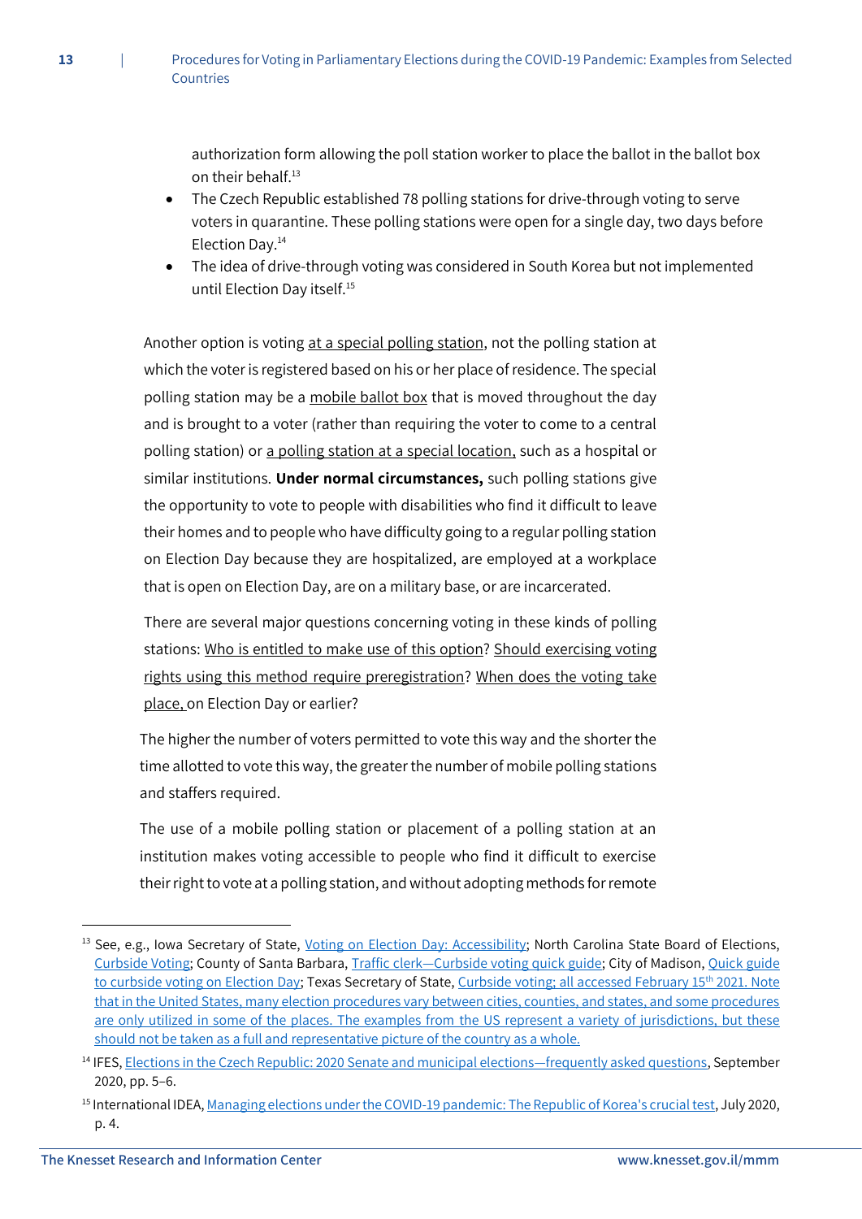authorization form allowing the poll station worker to place the ballot in the ballot box on their behalf.[13]

- The Czech Republic established 78 polling stations for drive-through voting to serve voters in quarantine. These polling stations were open for a single day, two days before Election Day.[14]
- The idea of drive-through voting was considered in South Korea but not implemented until Election Day itself.[15]

Another option is voting at a special polling station, not the polling station at which the voter is registered based on his or her place of residence. The special polling station may be a mobile ballot box that is moved throughout the day and is brought to a voter (rather than requiring the voter to come to a central polling station) or a polling station at a special location, such as a hospital or similar institutions. **Under normal circumstances,** such polling stations give the opportunity to vote to people with disabilities who find it difficult to leave their homes and to people who have difficulty going to a regular polling station on Election Day because they are hospitalized, are employed at a workplace that is open on Election Day, are on a military base, or are incarcerated.

There are several major questions concerning voting in these kinds of polling stations: Who is entitled to make use of this option? Should exercising voting rights using this method require preregistration? When does the voting take place, on Election Day or earlier?

The higher the number of voters permitted to vote this way and the shorter the time allotted to vote this way, the greater the number of mobile polling stations and staffers required.

The use of a mobile polling station or placement of a polling station at an institution makes voting accessible to people who find it difficult to exercise their right to vote at a polling station, and without adopting methods for remote

---

[13] See, e.g., Iowa Secretary of State, Voting on Election Day: Accessibility; North Carolina State Board of Elections, Curbside Voting; County of Santa Barbara, Traffic clerk—Curbside voting quick guide; City of Madison, Quick guide to curbside voting on Election Day; Texas Secretary of State, Curbside voting; all accessed February 15th 2021. Note that in the United States, many election procedures vary between cities, counties, and states, and some procedures are only utilized in some of the places. The examples from the US represent a variety of jurisdictions, but these should not be taken as a full and representative picture of the country as a whole.

[14] IFES, Elections in the Czech Republic: 2020 Senate and municipal elections—frequently asked questions, September 2020, pp. 5–6.

[15] International IDEA, Managing elections under the COVID-19 pandemic: The Republic of Korea's crucial test, July 2020, p. 4.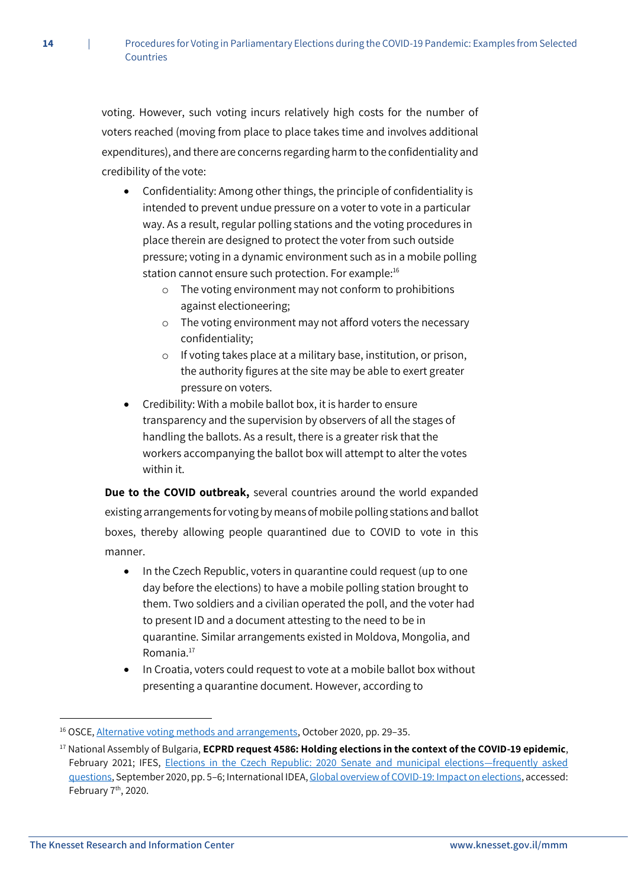voting. However, such voting incurs relatively high costs for the number of voters reached (moving from place to place takes time and involves additional expenditures), and there are concerns regarding harm to the confidentiality and credibility of the vote:

- Confidentiality: Among other things, the principle of confidentiality is intended to prevent undue pressure on a voter to vote in a particular way. As a result, regular polling stations and the voting procedures in place therein are designed to protect the voter from such outside pressure; voting in a dynamic environment such as in a mobile polling station cannot ensure such protection. For example:[16]
    - The voting environment may not conform to prohibitions against electioneering;
    - The voting environment may not afford voters the necessary confidentiality;
    - If voting takes place at a military base, institution, or prison, the authority figures at the site may be able to exert greater pressure on voters.
- Credibility: With a mobile ballot box, it is harder to ensure transparency and the supervision by observers of all the stages of handling the ballots. As a result, there is a greater risk that the workers accompanying the ballot box will attempt to alter the votes within it.

**Due to the COVID outbreak,** several countries around the world expanded existing arrangements for voting by means of mobile polling stations and ballot boxes, thereby allowing people quarantined due to COVID to vote in this manner.

- In the Czech Republic, voters in quarantine could request (up to one day before the elections) to have a mobile polling station brought to them. Two soldiers and a civilian operated the poll, and the voter had to present ID and a document attesting to the need to be in quarantine. Similar arrangements existed in Moldova, Mongolia, and Romania.[17]
- In Croatia, voters could request to vote at a mobile ballot box without presenting a quarantine document. However, according to

---

[16] OSCE, Alternative voting methods and arrangements, October 2020, pp. 29–35.

[17] National Assembly of Bulgaria, **ECPRD request 4586: Holding elections in the context of the COVID-19 epidemic**, February 2021; IFES, Elections in the Czech Republic: 2020 Senate and municipal elections—frequently asked questions, September 2020, pp. 5–6; International IDEA, Global overview of COVID-19: Impact on elections, accessed: February 7th, 2020.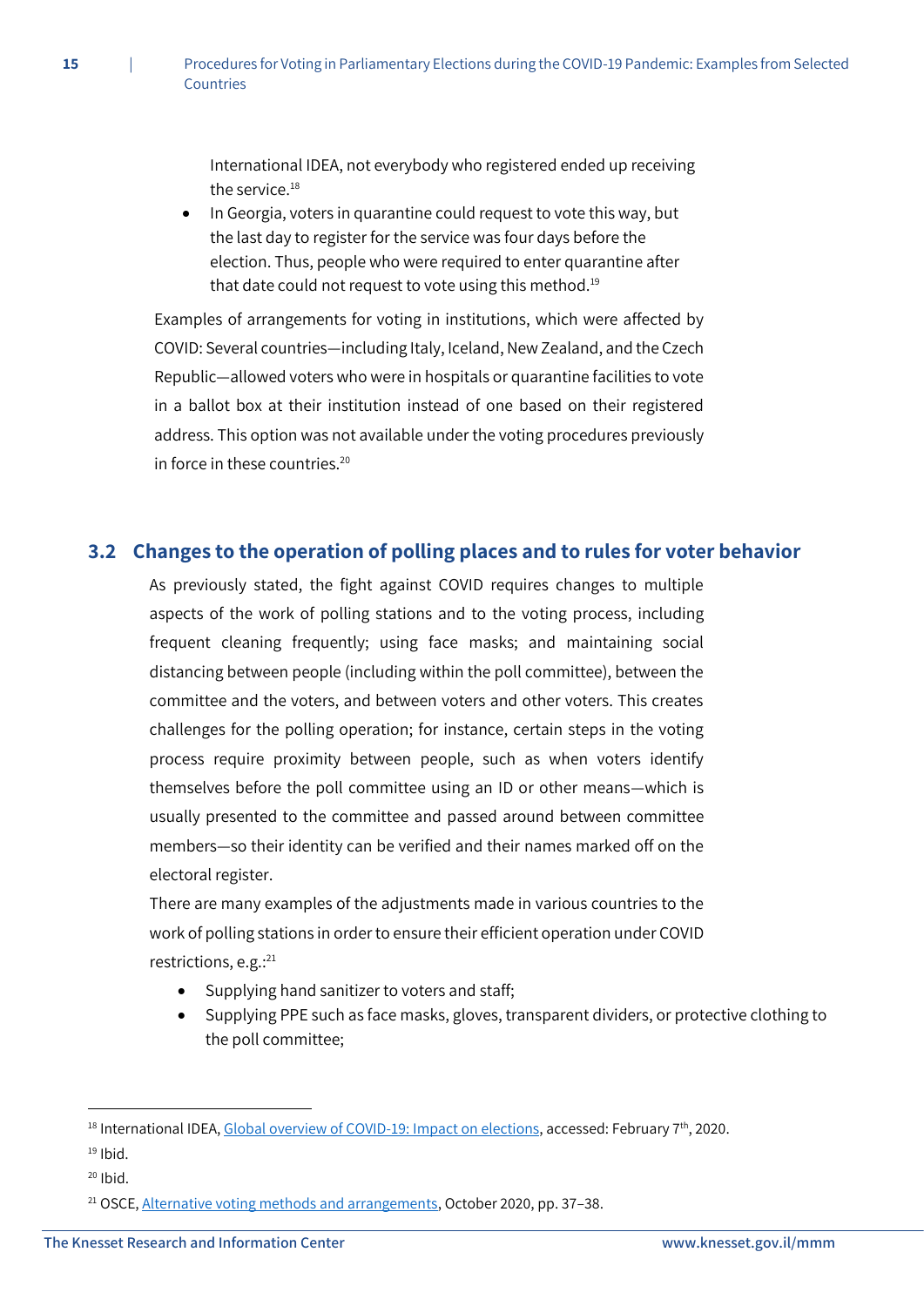International IDEA, not everybody who registered ended up receiving the service.[18]

- In Georgia, voters in quarantine could request to vote this way, but the last day to register for the service was four days before the election. Thus, people who were required to enter quarantine after that date could not request to vote using this method.[19]

Examples of arrangements for voting in institutions, which were affected by COVID: Several countries—including Italy, Iceland, New Zealand, and the Czech Republic—allowed voters who were in hospitals or quarantine facilities to vote in a ballot box at their institution instead of one based on their registered address. This option was not available under the voting procedures previously in force in these countries.[20]

## 3.2 Changes to the operation of polling places and to rules for voter behavior

As previously stated, the fight against COVID requires changes to multiple aspects of the work of polling stations and to the voting process, including frequent cleaning frequently; using face masks; and maintaining social distancing between people (including within the poll committee), between the committee and the voters, and between voters and other voters. This creates challenges for the polling operation; for instance, certain steps in the voting process require proximity between people, such as when voters identify themselves before the poll committee using an ID or other means—which is usually presented to the committee and passed around between committee members—so their identity can be verified and their names marked off on the electoral register.

There are many examples of the adjustments made in various countries to the work of polling stations in order to ensure their efficient operation under COVID restrictions, e.g.:[21]

- Supplying hand sanitizer to voters and staff;
- Supplying PPE such as face masks, gloves, transparent dividers, or protective clothing to the poll committee;

---

[18] International IDEA, Global overview of COVID-19: Impact on elections, accessed: February 7th, 2020.

[19] Ibid.

[20] Ibid.

[21] OSCE, Alternative voting methods and arrangements, October 2020, pp. 37–38.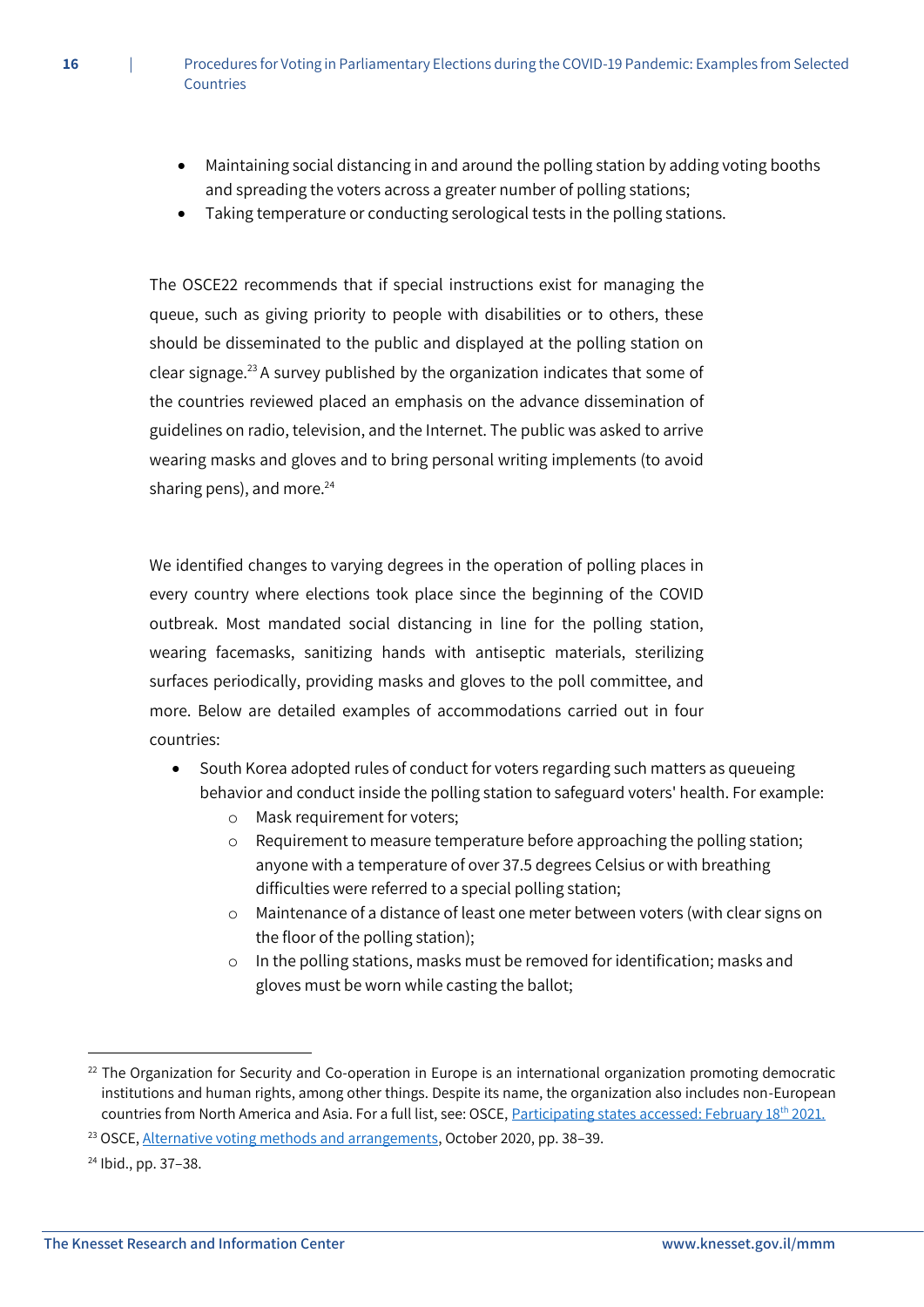- Maintaining social distancing in and around the polling station by adding voting booths and spreading the voters across a greater number of polling stations;
- Taking temperature or conducting serological tests in the polling stations.

The OSCE22 recommends that if special instructions exist for managing the queue, such as giving priority to people with disabilities or to others, these should be disseminated to the public and displayed at the polling station on clear signage.[23] A survey published by the organization indicates that some of the countries reviewed placed an emphasis on the advance dissemination of guidelines on radio, television, and the Internet. The public was asked to arrive wearing masks and gloves and to bring personal writing implements (to avoid sharing pens), and more.[24]

We identified changes to varying degrees in the operation of polling places in every country where elections took place since the beginning of the COVID outbreak. Most mandated social distancing in line for the polling station, wearing facemasks, sanitizing hands with antiseptic materials, sterilizing surfaces periodically, providing masks and gloves to the poll committee, and more. Below are detailed examples of accommodations carried out in four countries:

- South Korea adopted rules of conduct for voters regarding such matters as queueing behavior and conduct inside the polling station to safeguard voters' health. For example:
  - Mask requirement for voters;
  - Requirement to measure temperature before approaching the polling station; anyone with a temperature of over 37.5 degrees Celsius or with breathing difficulties were referred to a special polling station;
  - Maintenance of a distance of least one meter between voters (with clear signs on the floor of the polling station);
  - In the polling stations, masks must be removed for identification; masks and gloves must be worn while casting the ballot;

---

[22] The Organization for Security and Co-operation in Europe is an international organization promoting democratic institutions and human rights, among other things. Despite its name, the organization also includes non-European countries from North America and Asia. For a full list, see: OSCE, Participating states accessed: February 18th 2021.

[23] OSCE, Alternative voting methods and arrangements, October 2020, pp. 38–39.

[24] Ibid., pp. 37–38.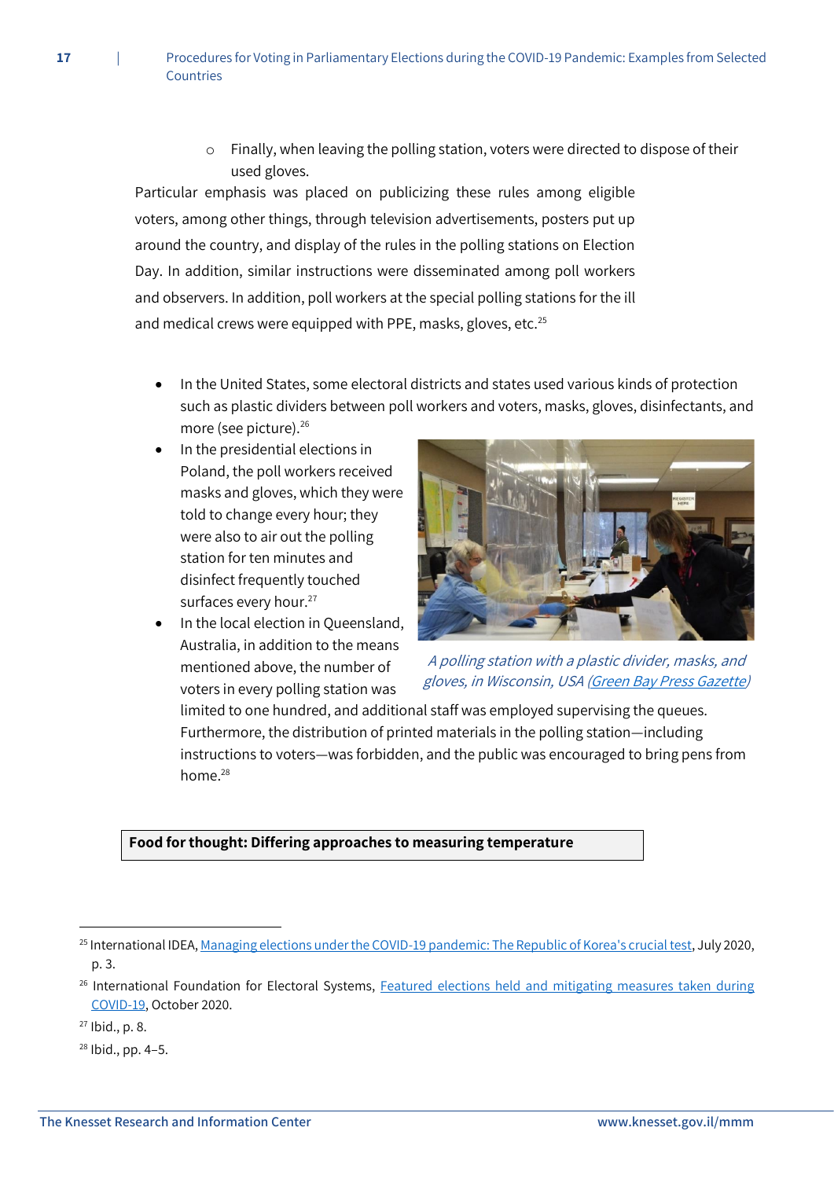- Finally, when leaving the polling station, voters were directed to dispose of their used gloves.

Particular emphasis was placed on publicizing these rules among eligible voters, among other things, through television advertisements, posters put up around the country, and display of the rules in the polling stations on Election Day. In addition, similar instructions were disseminated among poll workers and observers. In addition, poll workers at the special polling stations for the ill and medical crews were equipped with PPE, masks, gloves, etc.[25]

- In the United States, some electoral districts and states used various kinds of protection such as plastic dividers between poll workers and voters, masks, gloves, disinfectants, and more (see picture).[26]
- In the presidential elections in Poland, the poll workers received masks and gloves, which they were told to change every hour; they were also to air out the polling station for ten minutes and disinfect frequently touched surfaces every hour.[27]
- In the local election in Queensland, Australia, in addition to the means mentioned above, the number of voters in every polling station was limited to one hundred, and additional staff was employed supervising the queues. Furthermore, the distribution of printed materials in the polling station—including instructions to voters—was forbidden, and the public was encouraged to bring pens from home.[28]

*A polling station with a plastic divider, masks, and gloves, in Wisconsin, USA (Green Bay Press Gazette)*

**Food for thought: Differing approaches to measuring temperature**

---

[25] International IDEA, Managing elections under the COVID-19 pandemic: The Republic of Korea's crucial test, July 2020, p. 3.

[26] International Foundation for Electoral Systems, Featured elections held and mitigating measures taken during COVID-19, October 2020.

[27] Ibid., p. 8.

[28] Ibid., pp. 4–5.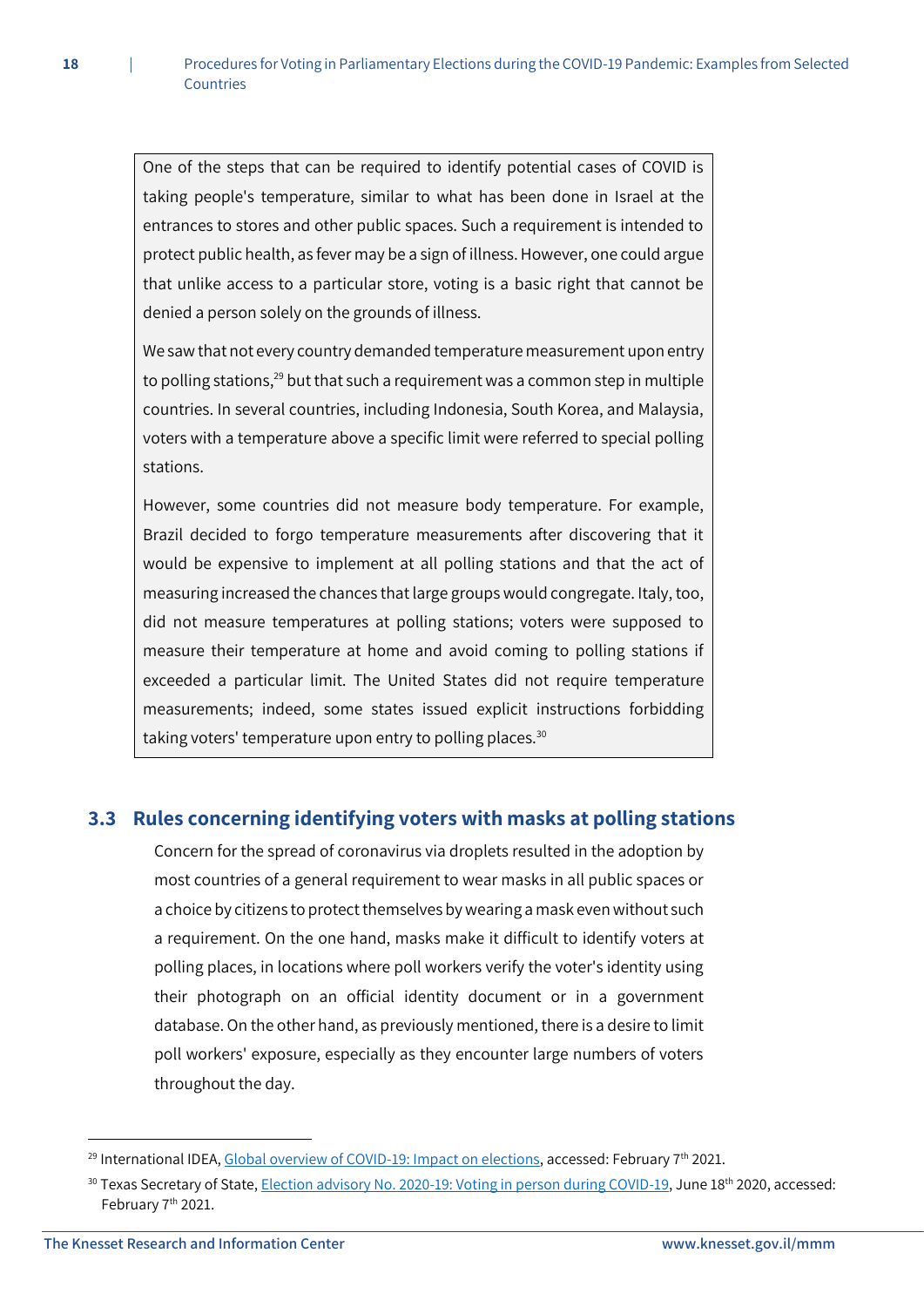One of the steps that can be required to identify potential cases of COVID is taking people's temperature, similar to what has been done in Israel at the entrances to stores and other public spaces. Such a requirement is intended to protect public health, as fever may be a sign of illness. However, one could argue that unlike access to a particular store, voting is a basic right that cannot be denied a person solely on the grounds of illness.

We saw that not every country demanded temperature measurement upon entry to polling stations,[29] but that such a requirement was a common step in multiple countries. In several countries, including Indonesia, South Korea, and Malaysia, voters with a temperature above a specific limit were referred to special polling stations.

However, some countries did not measure body temperature. For example, Brazil decided to forgo temperature measurements after discovering that it would be expensive to implement at all polling stations and that the act of measuring increased the chances that large groups would congregate. Italy, too, did not measure temperatures at polling stations; voters were supposed to measure their temperature at home and avoid coming to polling stations if exceeded a particular limit. The United States did not require temperature measurements; indeed, some states issued explicit instructions forbidding taking voters' temperature upon entry to polling places.[30]

## 3.3 Rules concerning identifying voters with masks at polling stations

Concern for the spread of coronavirus via droplets resulted in the adoption by most countries of a general requirement to wear masks in all public spaces or a choice by citizens to protect themselves by wearing a mask even without such a requirement. On the one hand, masks make it difficult to identify voters at polling places, in locations where poll workers verify the voter's identity using their photograph on an official identity document or in a government database. On the other hand, as previously mentioned, there is a desire to limit poll workers' exposure, especially as they encounter large numbers of voters throughout the day.

---

[29] International IDEA, Global overview of COVID-19: Impact on elections, accessed: February 7th 2021.

[30] Texas Secretary of State, Election advisory No. 2020-19: Voting in person during COVID-19, June 18th 2020, accessed: February 7th 2021.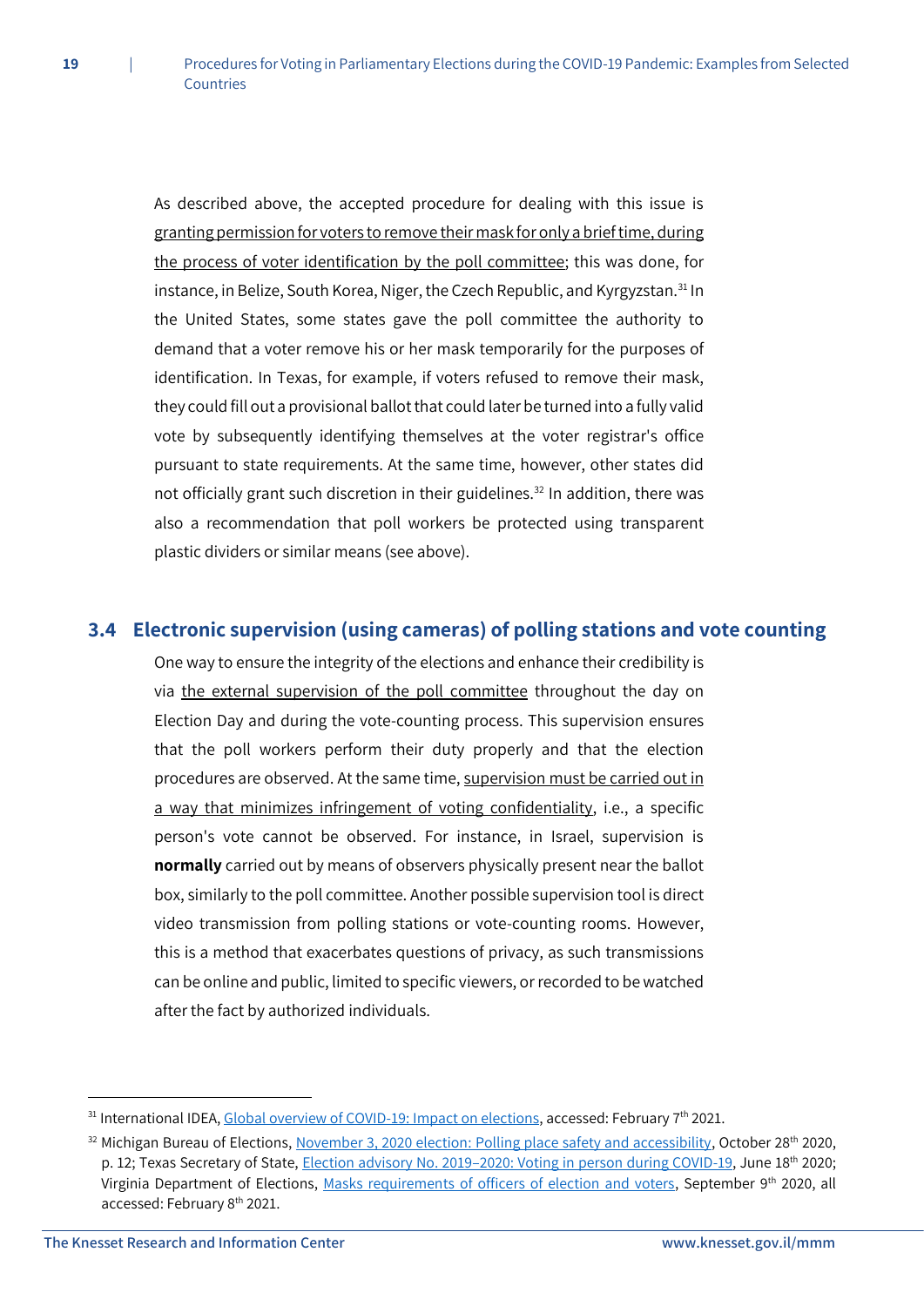As described above, the accepted procedure for dealing with this issue is <u>granting permission for voters to remove their mask for only a brief time, during the process of voter identification by the poll committee</u>; this was done, for instance, in Belize, South Korea, Niger, the Czech Republic, and Kyrgyzstan.[31] In the United States, some states gave the poll committee the authority to demand that a voter remove his or her mask temporarily for the purposes of identification. In Texas, for example, if voters refused to remove their mask, they could fill out a provisional ballot that could later be turned into a fully valid vote by subsequently identifying themselves at the voter registrar's office pursuant to state requirements. At the same time, however, other states did not officially grant such discretion in their guidelines.[32] In addition, there was also a recommendation that poll workers be protected using transparent plastic dividers or similar means (see above).

## 3.4 Electronic supervision (using cameras) of polling stations and vote counting

One way to ensure the integrity of the elections and enhance their credibility is via <u>the external supervision of the poll committee</u> throughout the day on Election Day and during the vote-counting process. This supervision ensures that the poll workers perform their duty properly and that the election procedures are observed. At the same time, <u>supervision must be carried out in a way that minimizes infringement of voting confidentiality</u>, i.e., a specific person's vote cannot be observed. For instance, in Israel, supervision is **normally** carried out by means of observers physically present near the ballot box, similarly to the poll committee. Another possible supervision tool is direct video transmission from polling stations or vote-counting rooms. However, this is a method that exacerbates questions of privacy, as such transmissions can be online and public, limited to specific viewers, or recorded to be watched after the fact by authorized individuals.

---

[31] International IDEA, Global overview of COVID-19: Impact on elections, accessed: February 7th 2021.

[32] Michigan Bureau of Elections, November 3, 2020 election: Polling place safety and accessibility, October 28th 2020, p. 12; Texas Secretary of State, Election advisory No. 2019–2020: Voting in person during COVID-19, June 18th 2020; Virginia Department of Elections, Masks requirements of officers of election and voters, September 9th 2020, all accessed: February 8th 2021.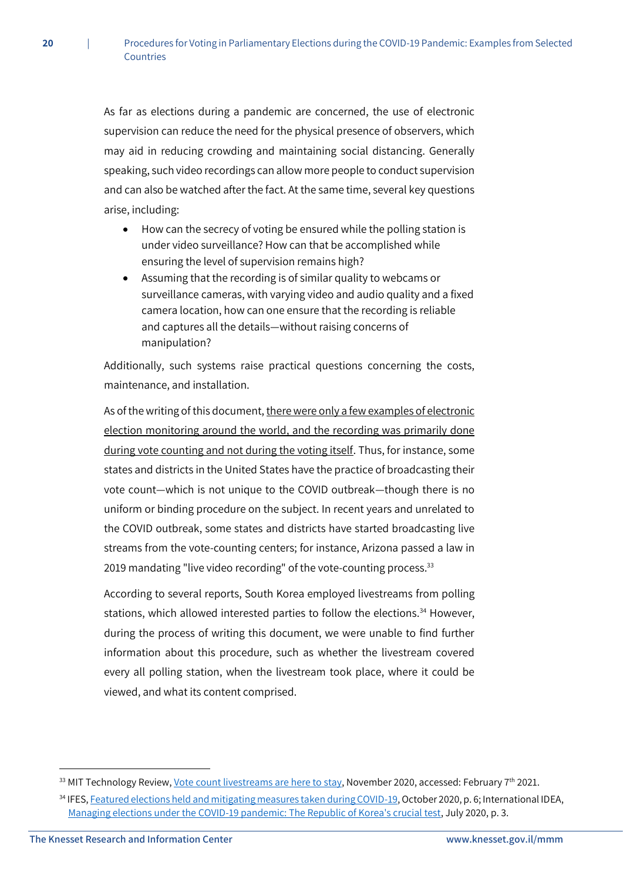As far as elections during a pandemic are concerned, the use of electronic supervision can reduce the need for the physical presence of observers, which may aid in reducing crowding and maintaining social distancing. Generally speaking, such video recordings can allow more people to conduct supervision and can also be watched after the fact. At the same time, several key questions arise, including:

- How can the secrecy of voting be ensured while the polling station is under video surveillance? How can that be accomplished while ensuring the level of supervision remains high?
- Assuming that the recording is of similar quality to webcams or surveillance cameras, with varying video and audio quality and a fixed camera location, how can one ensure that the recording is reliable and captures all the details—without raising concerns of manipulation?

Additionally, such systems raise practical questions concerning the costs, maintenance, and installation.

As of the writing of this document, <u>there were only a few examples of electronic election monitoring around the world, and the recording was primarily done during vote counting and not during the voting itself</u>. Thus, for instance, some states and districts in the United States have the practice of broadcasting their vote count—which is not unique to the COVID outbreak—though there is no uniform or binding procedure on the subject. In recent years and unrelated to the COVID outbreak, some states and districts have started broadcasting live streams from the vote-counting centers; for instance, Arizona passed a law in 2019 mandating "live video recording" of the vote-counting process.[33]

According to several reports, South Korea employed livestreams from polling stations, which allowed interested parties to follow the elections.[34] However, during the process of writing this document, we were unable to find further information about this procedure, such as whether the livestream covered every all polling station, when the livestream took place, where it could be viewed, and what its content comprised.

---

[33] MIT Technology Review, Vote count livestreams are here to stay, November 2020, accessed: February 7th 2021.

[34] IFES, Featured elections held and mitigating measures taken during COVID-19, October 2020, p. 6; International IDEA, Managing elections under the COVID-19 pandemic: The Republic of Korea's crucial test, July 2020, p. 3.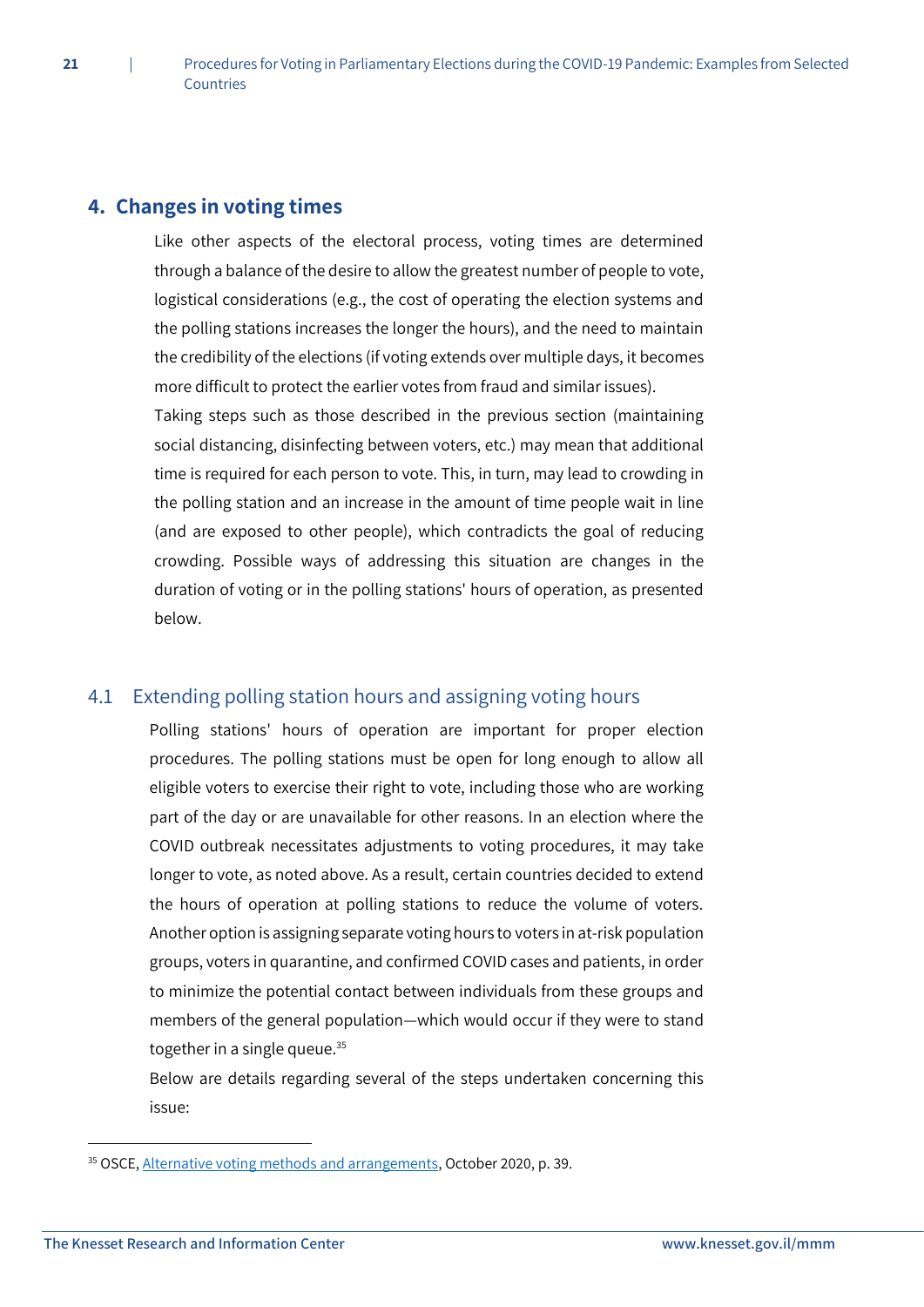## 4. Changes in voting times

Like other aspects of the electoral process, voting times are determined through a balance of the desire to allow the greatest number of people to vote, logistical considerations (e.g., the cost of operating the election systems and the polling stations increases the longer the hours), and the need to maintain the credibility of the elections (if voting extends over multiple days, it becomes more difficult to protect the earlier votes from fraud and similar issues).

Taking steps such as those described in the previous section (maintaining social distancing, disinfecting between voters, etc.) may mean that additional time is required for each person to vote. This, in turn, may lead to crowding in the polling station and an increase in the amount of time people wait in line (and are exposed to other people), which contradicts the goal of reducing crowding. Possible ways of addressing this situation are changes in the duration of voting or in the polling stations' hours of operation, as presented below.

### 4.1 Extending polling station hours and assigning voting hours

Polling stations' hours of operation are important for proper election procedures. The polling stations must be open for long enough to allow all eligible voters to exercise their right to vote, including those who are working part of the day or are unavailable for other reasons. In an election where the COVID outbreak necessitates adjustments to voting procedures, it may take longer to vote, as noted above. As a result, certain countries decided to extend the hours of operation at polling stations to reduce the volume of voters. Another option is assigning separate voting hours to voters in at-risk population groups, voters in quarantine, and confirmed COVID cases and patients, in order to minimize the potential contact between individuals from these groups and members of the general population—which would occur if they were to stand together in a single queue.[35]

Below are details regarding several of the steps undertaken concerning this issue:

---

[35] OSCE, Alternative voting methods and arrangements, October 2020, p. 39.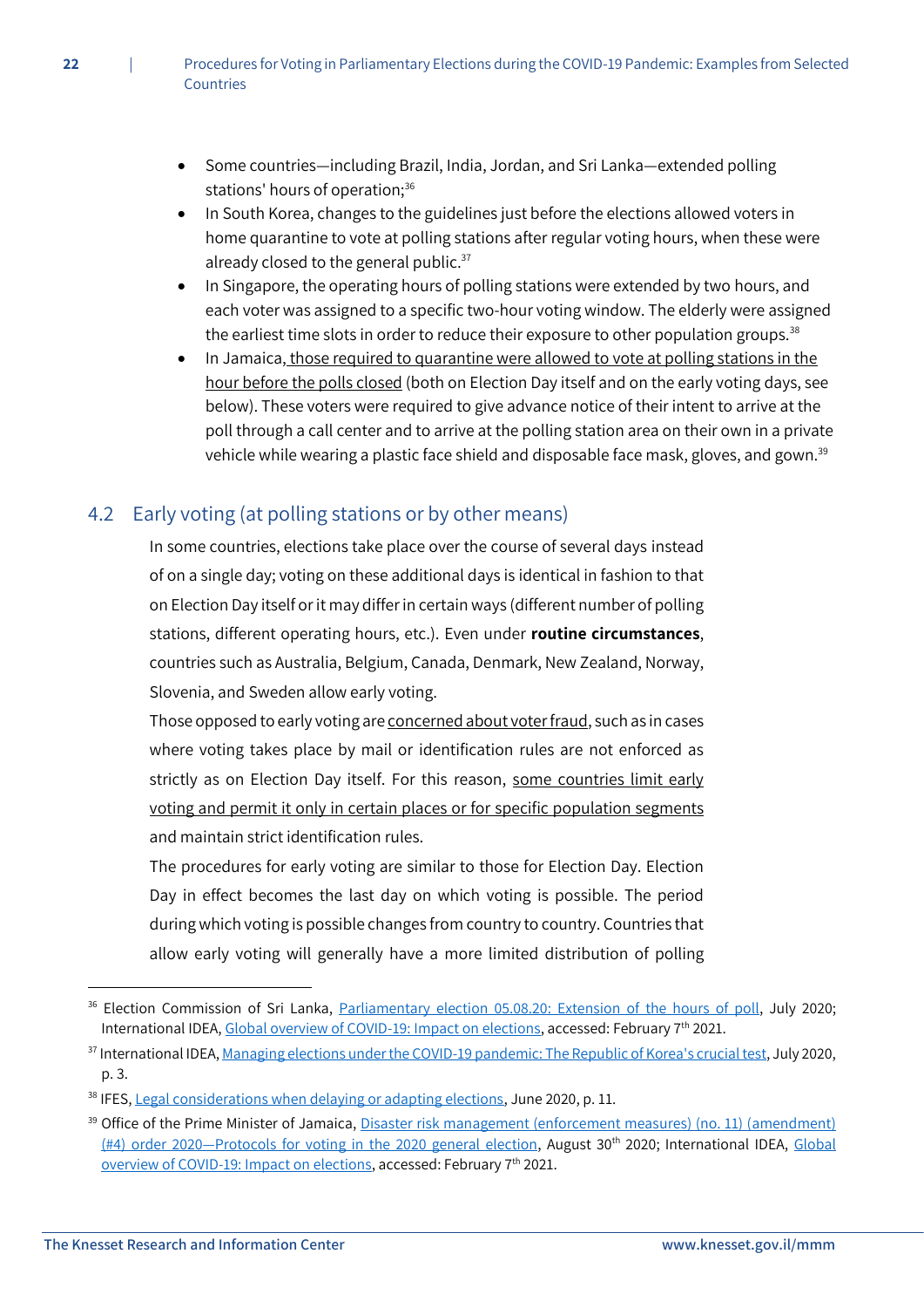- Some countries—including Brazil, India, Jordan, and Sri Lanka—extended polling stations' hours of operation;[36]
- In South Korea, changes to the guidelines just before the elections allowed voters in home quarantine to vote at polling stations after regular voting hours, when these were already closed to the general public.[37]
- In Singapore, the operating hours of polling stations were extended by two hours, and each voter was assigned to a specific two-hour voting window. The elderly were assigned the earliest time slots in order to reduce their exposure to other population groups.[38]
- In Jamaica, those required to quarantine were allowed to vote at polling stations in the hour before the polls closed (both on Election Day itself and on the early voting days, see below). These voters were required to give advance notice of their intent to arrive at the poll through a call center and to arrive at the polling station area on their own in a private vehicle while wearing a plastic face shield and disposable face mask, gloves, and gown.[39]

## 4.2 Early voting (at polling stations or by other means)

In some countries, elections take place over the course of several days instead of on a single day; voting on these additional days is identical in fashion to that on Election Day itself or it may differ in certain ways (different number of polling stations, different operating hours, etc.). Even under **routine circumstances**, countries such as Australia, Belgium, Canada, Denmark, New Zealand, Norway, Slovenia, and Sweden allow early voting.

Those opposed to early voting are concerned about voter fraud, such as in cases where voting takes place by mail or identification rules are not enforced as strictly as on Election Day itself. For this reason, some countries limit early voting and permit it only in certain places or for specific population segments and maintain strict identification rules.

The procedures for early voting are similar to those for Election Day. Election Day in effect becomes the last day on which voting is possible. The period during which voting is possible changes from country to country. Countries that allow early voting will generally have a more limited distribution of polling

---

[36] Election Commission of Sri Lanka, Parliamentary election 05.08.20: Extension of the hours of poll, July 2020; International IDEA, Global overview of COVID-19: Impact on elections, accessed: February 7th 2021.

[37] International IDEA, Managing elections under the COVID-19 pandemic: The Republic of Korea's crucial test, July 2020, p. 3.

[38] IFES, Legal considerations when delaying or adapting elections, June 2020, p. 11.

[39] Office of the Prime Minister of Jamaica, Disaster risk management (enforcement measures) (no. 11) (amendment) (#4) order 2020—Protocols for voting in the 2020 general election, August 30th 2020; International IDEA, Global overview of COVID-19: Impact on elections, accessed: February 7th 2021.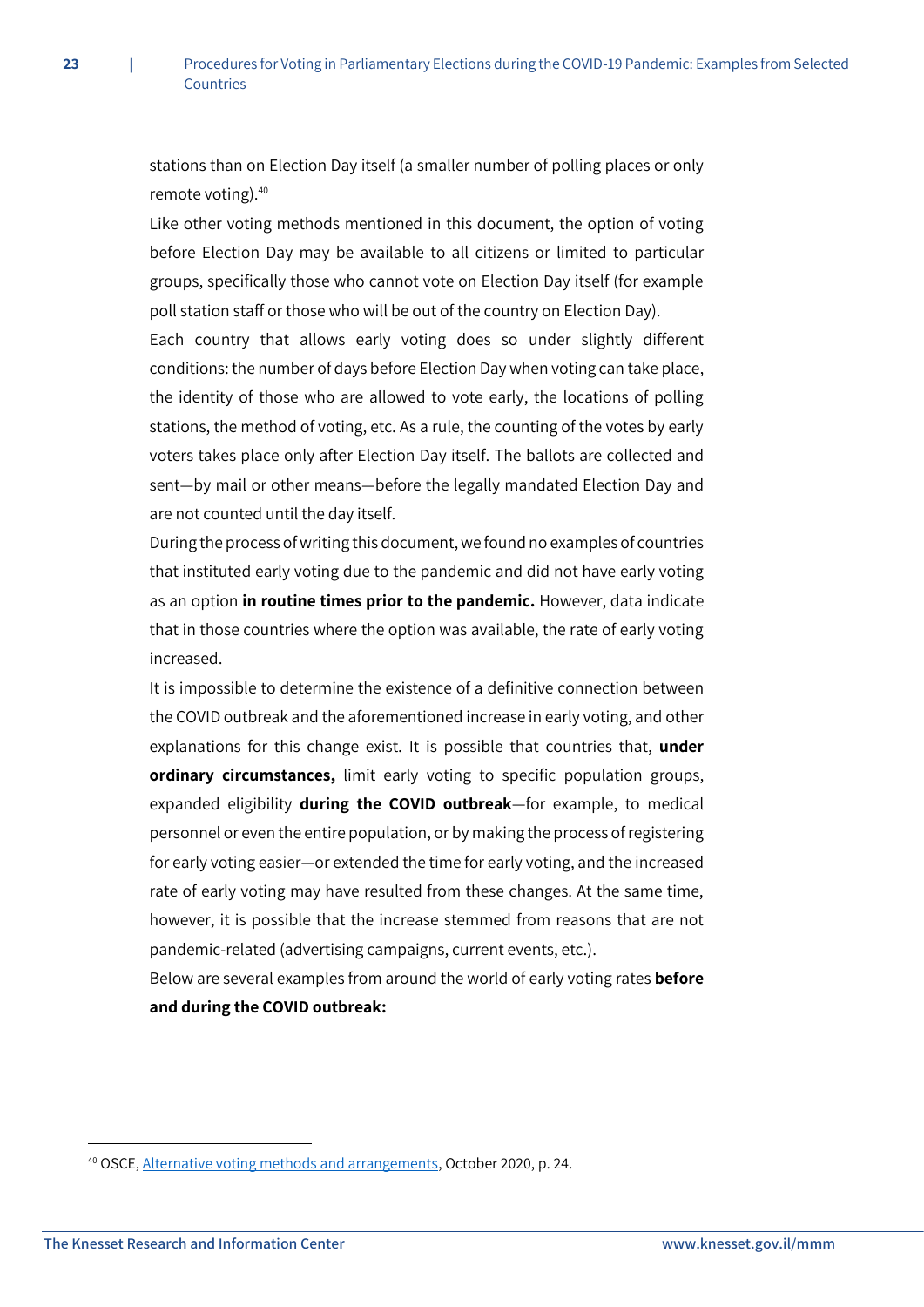stations than on Election Day itself (a smaller number of polling places or only remote voting).[40]

Like other voting methods mentioned in this document, the option of voting before Election Day may be available to all citizens or limited to particular groups, specifically those who cannot vote on Election Day itself (for example poll station staff or those who will be out of the country on Election Day).

Each country that allows early voting does so under slightly different conditions: the number of days before Election Day when voting can take place, the identity of those who are allowed to vote early, the locations of polling stations, the method of voting, etc. As a rule, the counting of the votes by early voters takes place only after Election Day itself. The ballots are collected and sent—by mail or other means—before the legally mandated Election Day and are not counted until the day itself.

During the process of writing this document, we found no examples of countries that instituted early voting due to the pandemic and did not have early voting as an option **in routine times prior to the pandemic.** However, data indicate that in those countries where the option was available, the rate of early voting increased.

It is impossible to determine the existence of a definitive connection between the COVID outbreak and the aforementioned increase in early voting, and other explanations for this change exist. It is possible that countries that, **under ordinary circumstances,** limit early voting to specific population groups, expanded eligibility **during the COVID outbreak**—for example, to medical personnel or even the entire population, or by making the process of registering for early voting easier—or extended the time for early voting, and the increased rate of early voting may have resulted from these changes. At the same time, however, it is possible that the increase stemmed from reasons that are not pandemic-related (advertising campaigns, current events, etc.).

Below are several examples from around the world of early voting rates **before and during the COVID outbreak:**

---

[40] OSCE, Alternative voting methods and arrangements, October 2020, p. 24.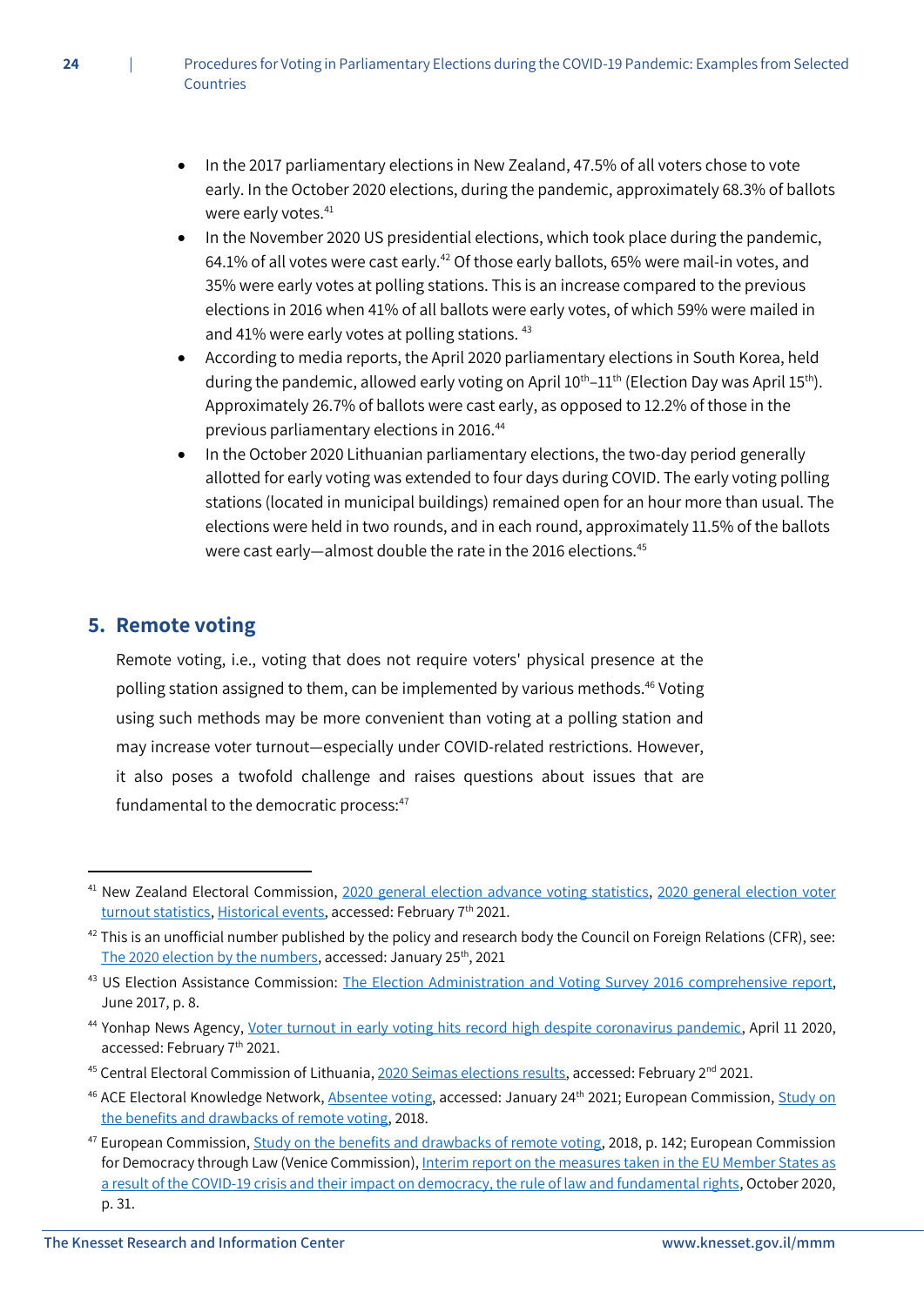- In the 2017 parliamentary elections in New Zealand, 47.5% of all voters chose to vote early. In the October 2020 elections, during the pandemic, approximately 68.3% of ballots were early votes.[41]
- In the November 2020 US presidential elections, which took place during the pandemic, 64.1% of all votes were cast early.[42] Of those early ballots, 65% were mail-in votes, and 35% were early votes at polling stations. This is an increase compared to the previous elections in 2016 when 41% of all ballots were early votes, of which 59% were mailed in and 41% were early votes at polling stations.[43]
- According to media reports, the April 2020 parliamentary elections in South Korea, held during the pandemic, allowed early voting on April 10th–11th (Election Day was April 15th). Approximately 26.7% of ballots were cast early, as opposed to 12.2% of those in the previous parliamentary elections in 2016.[44]
- In the October 2020 Lithuanian parliamentary elections, the two-day period generally allotted for early voting was extended to four days during COVID. The early voting polling stations (located in municipal buildings) remained open for an hour more than usual. The elections were held in two rounds, and in each round, approximately 11.5% of the ballots were cast early—almost double the rate in the 2016 elections.[45]

## 5. Remote voting

Remote voting, i.e., voting that does not require voters' physical presence at the polling station assigned to them, can be implemented by various methods.[46] Voting using such methods may be more convenient than voting at a polling station and may increase voter turnout—especially under COVID-related restrictions. However, it also poses a twofold challenge and raises questions about issues that are fundamental to the democratic process:[47]

---

[41] New Zealand Electoral Commission, 2020 general election advance voting statistics, 2020 general election voter turnout statistics, Historical events, accessed: February 7th 2021.

[42] This is an unofficial number published by the policy and research body the Council on Foreign Relations (CFR), see: The 2020 election by the numbers, accessed: January 25th, 2021

[43] US Election Assistance Commission: The Election Administration and Voting Survey 2016 comprehensive report, June 2017, p. 8.

[44] Yonhap News Agency, Voter turnout in early voting hits record high despite coronavirus pandemic, April 11 2020, accessed: February 7th 2021.

[45] Central Electoral Commission of Lithuania, 2020 Seimas elections results, accessed: February 2nd 2021.

[46] ACE Electoral Knowledge Network, Absentee voting, accessed: January 24th 2021; European Commission, Study on the benefits and drawbacks of remote voting, 2018.

[47] European Commission, Study on the benefits and drawbacks of remote voting, 2018, p. 142; European Commission for Democracy through Law (Venice Commission), Interim report on the measures taken in the EU Member States as a result of the COVID-19 crisis and their impact on democracy, the rule of law and fundamental rights, October 2020, p. 31.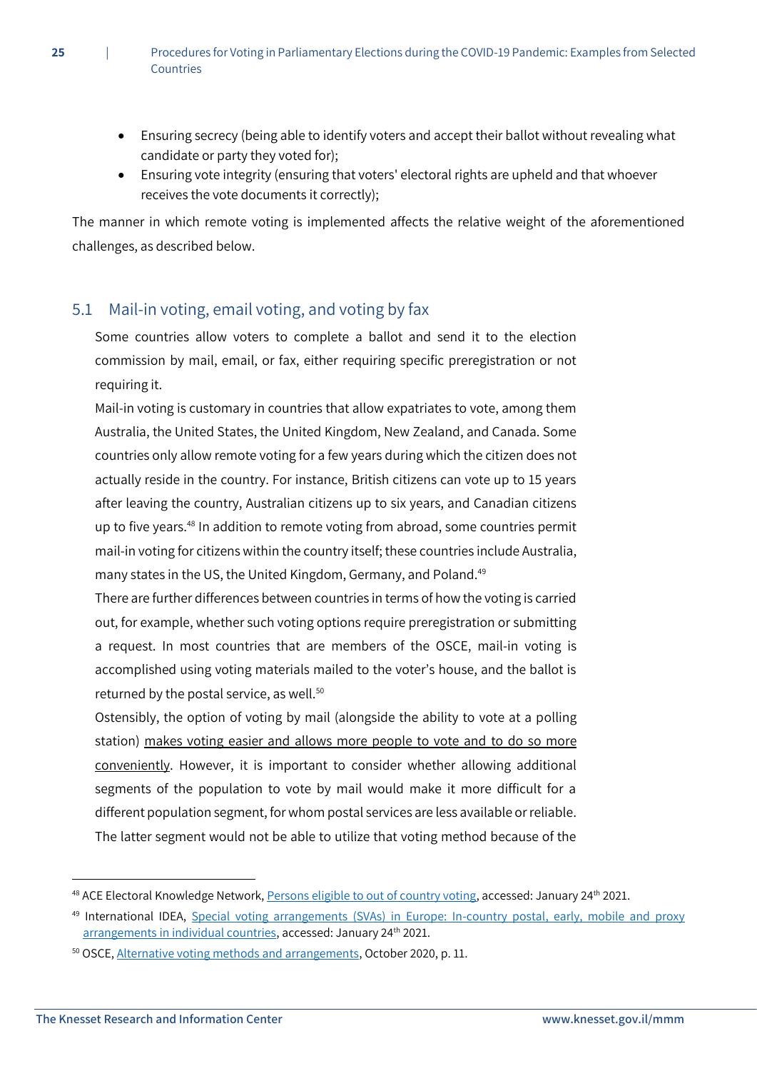- Ensuring secrecy (being able to identify voters and accept their ballot without revealing what candidate or party they voted for);
- Ensuring vote integrity (ensuring that voters' electoral rights are upheld and that whoever receives the vote documents it correctly);

The manner in which remote voting is implemented affects the relative weight of the aforementioned challenges, as described below.

## 5.1 Mail-in voting, email voting, and voting by fax

Some countries allow voters to complete a ballot and send it to the election commission by mail, email, or fax, either requiring specific preregistration or not requiring it.

Mail-in voting is customary in countries that allow expatriates to vote, among them Australia, the United States, the United Kingdom, New Zealand, and Canada. Some countries only allow remote voting for a few years during which the citizen does not actually reside in the country. For instance, British citizens can vote up to 15 years after leaving the country, Australian citizens up to six years, and Canadian citizens up to five years.[48] In addition to remote voting from abroad, some countries permit mail-in voting for citizens within the country itself; these countries include Australia, many states in the US, the United Kingdom, Germany, and Poland.[49]

There are further differences between countries in terms of how the voting is carried out, for example, whether such voting options require preregistration or submitting a request. In most countries that are members of the OSCE, mail-in voting is accomplished using voting materials mailed to the voter's house, and the ballot is returned by the postal service, as well.[50]

Ostensibly, the option of voting by mail (alongside the ability to vote at a polling station) makes voting easier and allows more people to vote and to do so more conveniently. However, it is important to consider whether allowing additional segments of the population to vote by mail would make it more difficult for a different population segment, for whom postal services are less available or reliable. The latter segment would not be able to utilize that voting method because of the

---

[48] ACE Electoral Knowledge Network, Persons eligible to out of country voting, accessed: January 24th 2021.

[49] International IDEA, Special voting arrangements (SVAs) in Europe: In-country postal, early, mobile and proxy arrangements in individual countries, accessed: January 24th 2021.

[50] OSCE, Alternative voting methods and arrangements, October 2020, p. 11.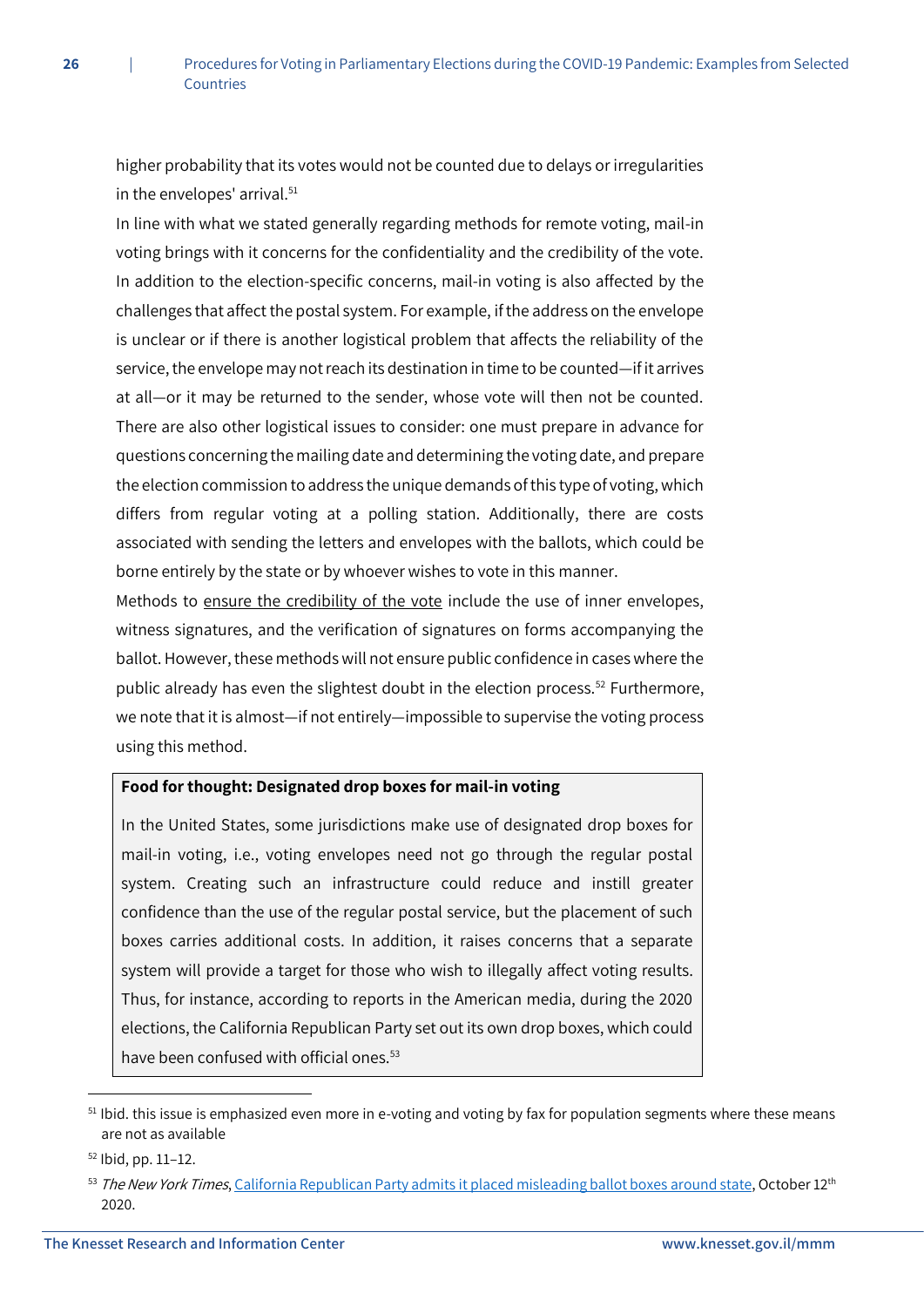higher probability that its votes would not be counted due to delays or irregularities in the envelopes' arrival.[51]

In line with what we stated generally regarding methods for remote voting, mail-in voting brings with it concerns for the confidentiality and the credibility of the vote. In addition to the election-specific concerns, mail-in voting is also affected by the challenges that affect the postal system. For example, if the address on the envelope is unclear or if there is another logistical problem that affects the reliability of the service, the envelope may not reach its destination in time to be counted—if it arrives at all—or it may be returned to the sender, whose vote will then not be counted. There are also other logistical issues to consider: one must prepare in advance for questions concerning the mailing date and determining the voting date, and prepare the election commission to address the unique demands of this type of voting, which differs from regular voting at a polling station. Additionally, there are costs associated with sending the letters and envelopes with the ballots, which could be borne entirely by the state or by whoever wishes to vote in this manner.

Methods to ensure the credibility of the vote include the use of inner envelopes, witness signatures, and the verification of signatures on forms accompanying the ballot. However, these methods will not ensure public confidence in cases where the public already has even the slightest doubt in the election process.[52] Furthermore, we note that it is almost—if not entirely—impossible to supervise the voting process using this method.

> **Food for thought: Designated drop boxes for mail-in voting**
>
> In the United States, some jurisdictions make use of designated drop boxes for mail-in voting, i.e., voting envelopes need not go through the regular postal system. Creating such an infrastructure could reduce and instill greater confidence than the use of the regular postal service, but the placement of such boxes carries additional costs. In addition, it raises concerns that a separate system will provide a target for those who wish to illegally affect voting results. Thus, for instance, according to reports in the American media, during the 2020 elections, the California Republican Party set out its own drop boxes, which could have been confused with official ones.[53]

---

[51] Ibid. this issue is emphasized even more in e-voting and voting by fax for population segments where these means are not as available

[52] Ibid, pp. 11–12.

[53] *The New York Times*, California Republican Party admits it placed misleading ballot boxes around state, October 12th 2020.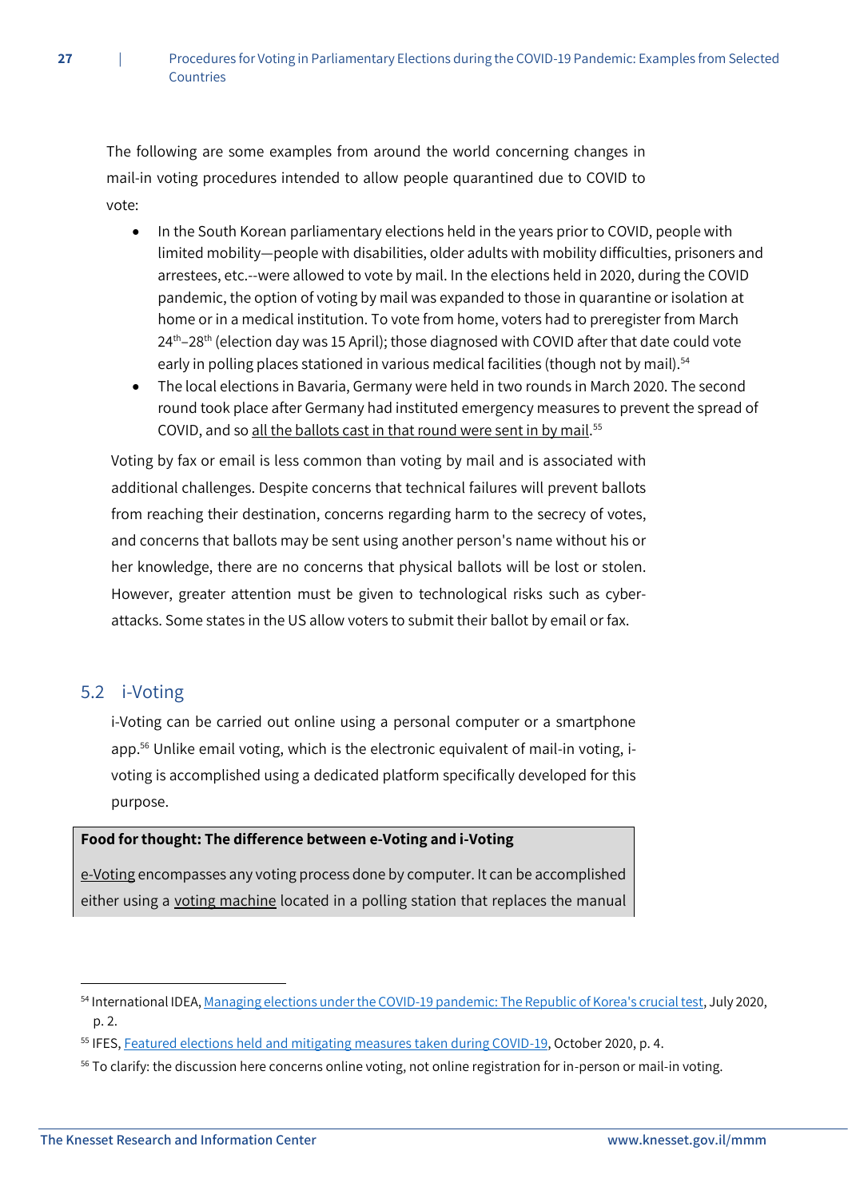The following are some examples from around the world concerning changes in mail-in voting procedures intended to allow people quarantined due to COVID to vote:

- In the South Korean parliamentary elections held in the years prior to COVID, people with limited mobility—people with disabilities, older adults with mobility difficulties, prisoners and arrestees, etc.--were allowed to vote by mail. In the elections held in 2020, during the COVID pandemic, the option of voting by mail was expanded to those in quarantine or isolation at home or in a medical institution. To vote from home, voters had to preregister from March 24th–28th (election day was 15 April); those diagnosed with COVID after that date could vote early in polling places stationed in various medical facilities (though not by mail).[54]
- The local elections in Bavaria, Germany were held in two rounds in March 2020. The second round took place after Germany had instituted emergency measures to prevent the spread of COVID, and so all the ballots cast in that round were sent in by mail.[55]

Voting by fax or email is less common than voting by mail and is associated with additional challenges. Despite concerns that technical failures will prevent ballots from reaching their destination, concerns regarding harm to the secrecy of votes, and concerns that ballots may be sent using another person's name without his or her knowledge, there are no concerns that physical ballots will be lost or stolen. However, greater attention must be given to technological risks such as cyber-attacks. Some states in the US allow voters to submit their ballot by email or fax.

## 5.2 i-Voting

i-Voting can be carried out online using a personal computer or a smartphone app.[56] Unlike email voting, which is the electronic equivalent of mail-in voting, i-voting is accomplished using a dedicated platform specifically developed for this purpose.

**Food for thought: The difference between e-Voting and i-Voting**

e-Voting encompasses any voting process done by computer. It can be accomplished either using a voting machine located in a polling station that replaces the manual

---

[54] International IDEA, Managing elections under the COVID-19 pandemic: The Republic of Korea's crucial test, July 2020, p. 2.

[55] IFES, Featured elections held and mitigating measures taken during COVID-19, October 2020, p. 4.

[56] To clarify: the discussion here concerns online voting, not online registration for in-person or mail-in voting.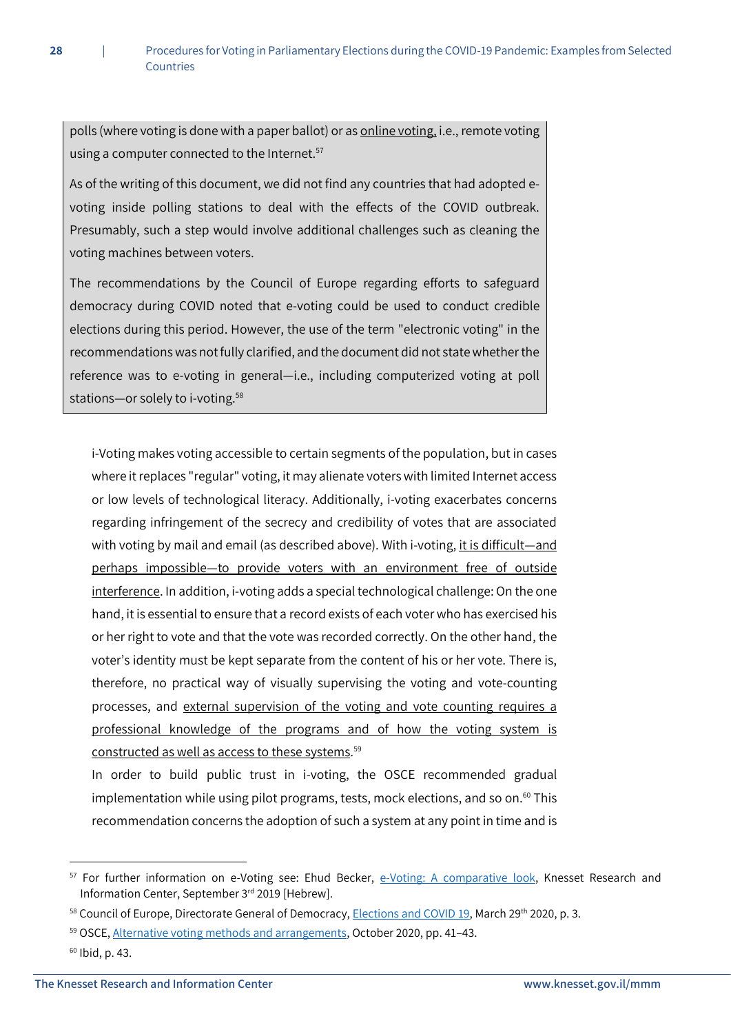polls (where voting is done with a paper ballot) or as online voting, i.e., remote voting using a computer connected to the Internet.[57]

As of the writing of this document, we did not find any countries that had adopted e-voting inside polling stations to deal with the effects of the COVID outbreak. Presumably, such a step would involve additional challenges such as cleaning the voting machines between voters.

The recommendations by the Council of Europe regarding efforts to safeguard democracy during COVID noted that e-voting could be used to conduct credible elections during this period. However, the use of the term "electronic voting" in the recommendations was not fully clarified, and the document did not state whether the reference was to e-voting in general—i.e., including computerized voting at poll stations—or solely to i-voting.[58]

i-Voting makes voting accessible to certain segments of the population, but in cases where it replaces "regular" voting, it may alienate voters with limited Internet access or low levels of technological literacy. Additionally, i-voting exacerbates concerns regarding infringement of the secrecy and credibility of votes that are associated with voting by mail and email (as described above). With i-voting, it is difficult—and perhaps impossible—to provide voters with an environment free of outside interference. In addition, i-voting adds a special technological challenge: On the one hand, it is essential to ensure that a record exists of each voter who has exercised his or her right to vote and that the vote was recorded correctly. On the other hand, the voter's identity must be kept separate from the content of his or her vote. There is, therefore, no practical way of visually supervising the voting and vote-counting processes, and external supervision of the voting and vote counting requires a professional knowledge of the programs and of how the voting system is constructed as well as access to these systems.[59]

In order to build public trust in i-voting, the OSCE recommended gradual implementation while using pilot programs, tests, mock elections, and so on.[60] This recommendation concerns the adoption of such a system at any point in time and is

---

[57] For further information on e-Voting see: Ehud Becker, e-Voting: A comparative look, Knesset Research and Information Center, September 3rd 2019 [Hebrew].

[58] Council of Europe, Directorate General of Democracy, Elections and COVID 19, March 29th 2020, p. 3.

[59] OSCE, Alternative voting methods and arrangements, October 2020, pp. 41–43.

[60] Ibid, p. 43.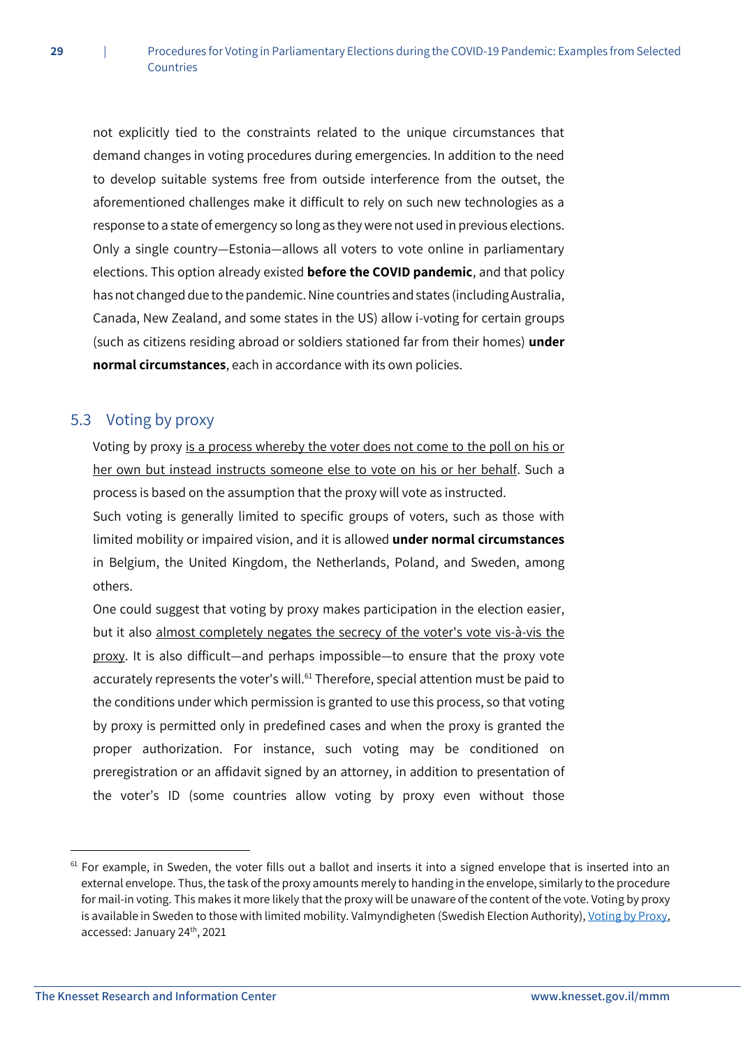not explicitly tied to the constraints related to the unique circumstances that demand changes in voting procedures during emergencies. In addition to the need to develop suitable systems free from outside interference from the outset, the aforementioned challenges make it difficult to rely on such new technologies as a response to a state of emergency so long as they were not used in previous elections. Only a single country—Estonia—allows all voters to vote online in parliamentary elections. This option already existed **before the COVID pandemic**, and that policy has not changed due to the pandemic. Nine countries and states (including Australia, Canada, New Zealand, and some states in the US) allow i-voting for certain groups (such as citizens residing abroad or soldiers stationed far from their homes) **under normal circumstances**, each in accordance with its own policies.

## 5.3 Voting by proxy

Voting by proxy is a process whereby the voter does not come to the poll on his or her own but instead instructs someone else to vote on his or her behalf. Such a process is based on the assumption that the proxy will vote as instructed.

Such voting is generally limited to specific groups of voters, such as those with limited mobility or impaired vision, and it is allowed **under normal circumstances** in Belgium, the United Kingdom, the Netherlands, Poland, and Sweden, among others.

One could suggest that voting by proxy makes participation in the election easier, but it also almost completely negates the secrecy of the voter's vote vis-à-vis the proxy. It is also difficult—and perhaps impossible—to ensure that the proxy vote accurately represents the voter's will.[61] Therefore, special attention must be paid to the conditions under which permission is granted to use this process, so that voting by proxy is permitted only in predefined cases and when the proxy is granted the proper authorization. For instance, such voting may be conditioned on preregistration or an affidavit signed by an attorney, in addition to presentation of the voter's ID (some countries allow voting by proxy even without those

---

[61] For example, in Sweden, the voter fills out a ballot and inserts it into a signed envelope that is inserted into an external envelope. Thus, the task of the proxy amounts merely to handing in the envelope, similarly to the procedure for mail-in voting. This makes it more likely that the proxy will be unaware of the content of the vote. Voting by proxy is available in Sweden to those with limited mobility. Valmyndigheten (Swedish Election Authority), Voting by Proxy, accessed: January 24th, 2021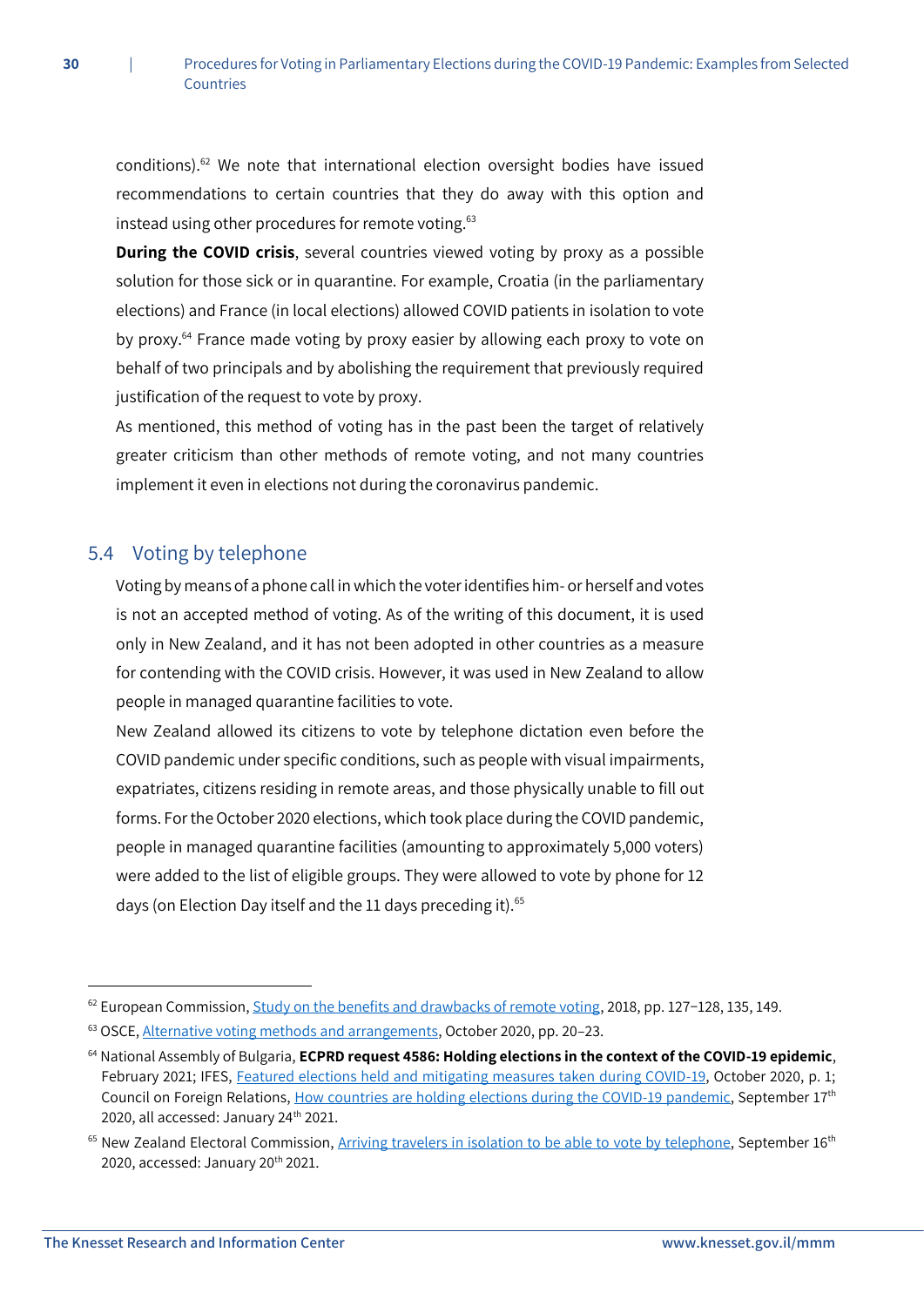conditions).[62] We note that international election oversight bodies have issued recommendations to certain countries that they do away with this option and instead using other procedures for remote voting.[63]

**During the COVID crisis**, several countries viewed voting by proxy as a possible solution for those sick or in quarantine. For example, Croatia (in the parliamentary elections) and France (in local elections) allowed COVID patients in isolation to vote by proxy.[64] France made voting by proxy easier by allowing each proxy to vote on behalf of two principals and by abolishing the requirement that previously required justification of the request to vote by proxy.

As mentioned, this method of voting has in the past been the target of relatively greater criticism than other methods of remote voting, and not many countries implement it even in elections not during the coronavirus pandemic.

## 5.4 Voting by telephone

Voting by means of a phone call in which the voter identifies him- or herself and votes is not an accepted method of voting. As of the writing of this document, it is used only in New Zealand, and it has not been adopted in other countries as a measure for contending with the COVID crisis. However, it was used in New Zealand to allow people in managed quarantine facilities to vote.

New Zealand allowed its citizens to vote by telephone dictation even before the COVID pandemic under specific conditions, such as people with visual impairments, expatriates, citizens residing in remote areas, and those physically unable to fill out forms. For the October 2020 elections, which took place during the COVID pandemic, people in managed quarantine facilities (amounting to approximately 5,000 voters) were added to the list of eligible groups. They were allowed to vote by phone for 12 days (on Election Day itself and the 11 days preceding it).[65]

---

[62] European Commission, Study on the benefits and drawbacks of remote voting, 2018, pp. 127–128, 135, 149.

[63] OSCE, Alternative voting methods and arrangements, October 2020, pp. 20–23.

[64] National Assembly of Bulgaria, **ECPRD request 4586: Holding elections in the context of the COVID-19 epidemic**, February 2021; IFES, Featured elections held and mitigating measures taken during COVID-19, October 2020, p. 1; Council on Foreign Relations, How countries are holding elections during the COVID-19 pandemic, September 17th 2020, all accessed: January 24th 2021.

[65] New Zealand Electoral Commission, Arriving travelers in isolation to be able to vote by telephone, September 16th 2020, accessed: January 20th 2021.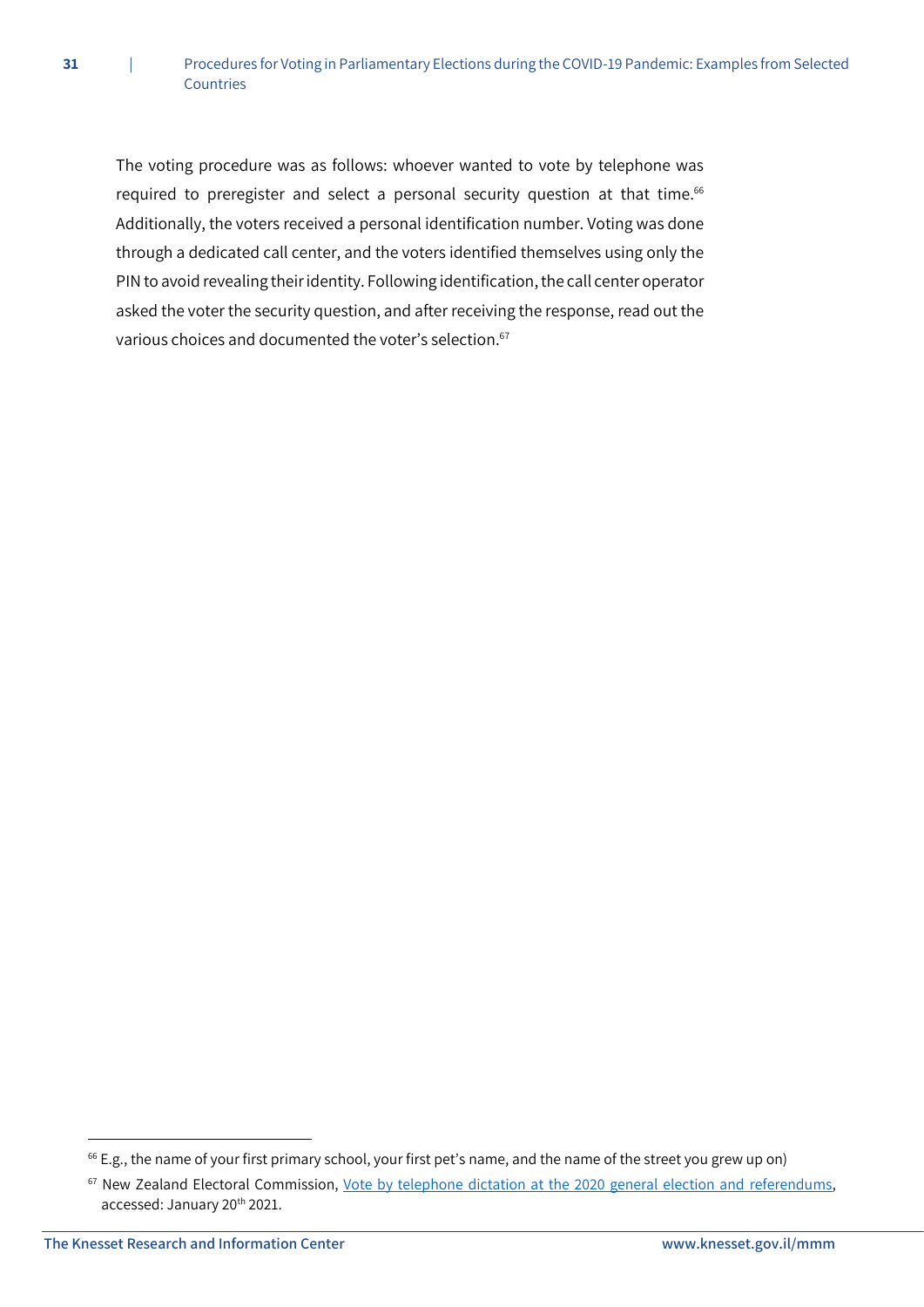The voting procedure was as follows: whoever wanted to vote by telephone was required to preregister and select a personal security question at that time.[66] Additionally, the voters received a personal identification number. Voting was done through a dedicated call center, and the voters identified themselves using only the PIN to avoid revealing their identity. Following identification, the call center operator asked the voter the security question, and after receiving the response, read out the various choices and documented the voter's selection.[67]

---

[66] E.g., the name of your first primary school, your first pet's name, and the name of the street you grew up on)

[67] New Zealand Electoral Commission, Vote by telephone dictation at the 2020 general election and referendums, accessed: January 20th 2021.